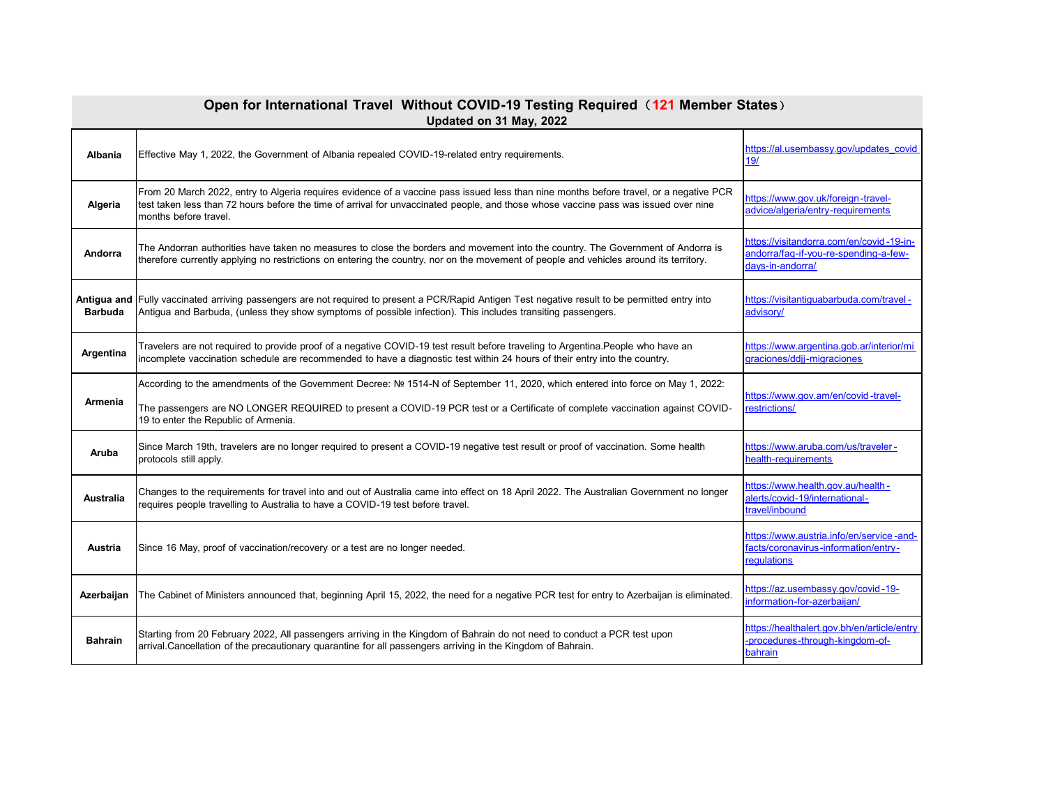# Open for International Travel Without COVID-19 Testing Required（121 Member States）

**Updated on 31 May, 2022**

| Country | Details | Source |
| --- | --- | --- |
| **Albania** | Effective May 1, 2022, the Government of Albania repealed COVID-19-related entry requirements. | https://al.usembassy.gov/updates_covid19/ |
| **Algeria** | From 20 March 2022, entry to Algeria requires evidence of a vaccine pass issued less than nine months before travel, or a negative PCR test taken less than 72 hours before the time of arrival for unvaccinated people, and those whose vaccine pass was issued over nine months before travel. | https://www.gov.uk/foreign-travel-advice/algeria/entry-requirements |
| **Andorra** | The Andorran authorities have taken no measures to close the borders and movement into the country. The Government of Andorra is therefore currently applying no restrictions on entering the country, nor on the movement of people and vehicles around its territory. | https://visitandorra.com/en/covid-19-in-andorra/faq-if-you-re-spending-a-few-days-in-andorra/ |
| **Antigua and Barbuda** | Fully vaccinated arriving passengers are not required to present a PCR/Rapid Antigen Test negative result to be permitted entry into Antigua and Barbuda, (unless they show symptoms of possible infection). This includes transiting passengers. | https://visitantiguabarbuda.com/travel-advisory/ |
| **Argentina** | Travelers are not required to provide proof of a negative COVID-19 test result before traveling to Argentina.People who have an incomplete vaccination schedule are recommended to have a diagnostic test within 24 hours of their entry into the country. | https://www.argentina.gob.ar/interior/migraciones/ddjj-migraciones |
| **Armenia** | According to the amendments of the Government Decree: № 1514-N of September 11, 2020, which entered into force on May 1, 2022:<br><br>The passengers are NO LONGER REQUIRED to present a COVID-19 PCR test or a Certificate of complete vaccination against COVID-19 to enter the Republic of Armenia. | https://www.gov.am/en/covid-travel-restrictions/ |
| **Aruba** | Since March 19th, travelers are no longer required to present a COVID-19 negative test result or proof of vaccination. Some health protocols still apply. | https://www.aruba.com/us/traveler-health-requirements |
| **Australia** | Changes to the requirements for travel into and out of Australia came into effect on 18 April 2022. The Australian Government no longer requires people travelling to Australia to have a COVID-19 test before travel. | https://www.health.gov.au/health-alerts/covid-19/international-travel/inbound |
| **Austria** | Since 16 May, proof of vaccination/recovery or a test are no longer needed. | https://www.austria.info/en/service-and-facts/coronavirus-information/entry-regulations |
| **Azerbaijan** | The Cabinet of Ministers announced that, beginning April 15, 2022, the need for a negative PCR test for entry to Azerbaijan is eliminated. | https://az.usembassy.gov/covid-19-information-for-azerbaijan/ |
| **Bahrain** | Starting from 20 February 2022, All passengers arriving in the Kingdom of Bahrain do not need to conduct a PCR test upon arrival.Cancellation of the precautionary quarantine for all passengers arriving in the Kingdom of Bahrain. | https://healthalert.gov.bh/en/article/entry-procedures-through-kingdom-of-bahrain |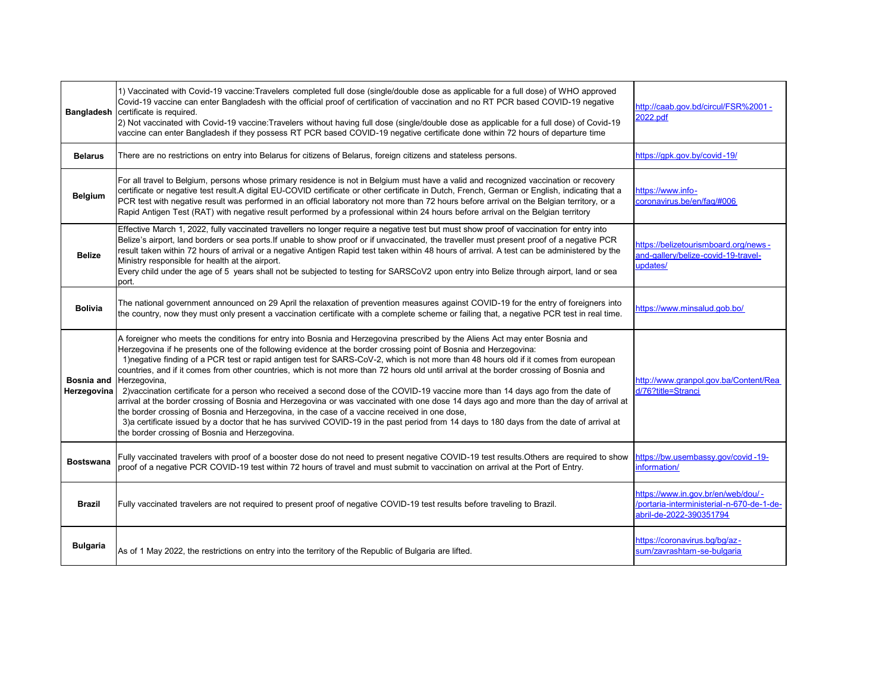| | | |
|---|---|---|
| **Bangladesh** | 1) Vaccinated with Covid-19 vaccine:Travelers completed full dose (single/double dose as applicable for a full dose) of WHO approved Covid-19 vaccine can enter Bangladesh with the official proof of certification of vaccination and no RT PCR based COVID-19 negative certificate is required.<br>2) Not vaccinated with Covid-19 vaccine:Travelers without having full dose (single/double dose as applicable for a full dose) of Covid-19 vaccine can enter Bangladesh if they possess RT PCR based COVID-19 negative certificate done within 72 hours of departure time | http://caab.gov.bd/circul/FSR%2001-2022.pdf |
| **Belarus** | There are no restrictions on entry into Belarus for citizens of Belarus, foreign citizens and stateless persons. | https://gpk.gov.by/covid-19/ |
| **Belgium** | For all travel to Belgium, persons whose primary residence is not in Belgium must have a valid and recognized vaccination or recovery certificate or negative test result.A digital EU-COVID certificate or other certificate in Dutch, French, German or English, indicating that a PCR test with negative result was performed in an official laboratory not more than 72 hours before arrival on the Belgian territory, or a Rapid Antigen Test (RAT) with negative result performed by a professional within 24 hours before arrival on the Belgian territory | https://www.info-coronavirus.be/en/faq/#006 |
| **Belize** | Effective March 1, 2022, fully vaccinated travellers no longer require a negative test but must show proof of vaccination for entry into Belize's airport, land borders or sea ports.If unable to show proof or if unvaccinated, the traveller must present proof of a negative PCR result taken within 72 hours of arrival or a negative Antigen Rapid test taken within 48 hours of arrival. A test can be administered by the Ministry responsible for health at the airport.<br>Every child under the age of 5 years shall not be subjected to testing for SARSCoV2 upon entry into Belize through airport, land or sea port. | https://belizetourismboard.org/news-and-gallery/belize-covid-19-travel-updates/ |
| **Bolivia** | The national government announced on 29 April the relaxation of prevention measures against COVID-19 for the entry of foreigners into the country, now they must only present a vaccination certificate with a complete scheme or failing that, a negative PCR test in real time. | https://www.minsalud.gob.bo/ |
| **Bosnia and Herzegovina** | A foreigner who meets the conditions for entry into Bosnia and Herzegovina prescribed by the Aliens Act may enter Bosnia and Herzegovina if he presents one of the following evidence at the border crossing point of Bosnia and Herzegovina:<br>1)negative finding of a PCR test or rapid antigen test for SARS-CoV-2, which is not more than 48 hours old if it comes from european countries, and if it comes from other countries, which is not more than 72 hours old until arrival at the border crossing of Bosnia and Herzegovina,<br>2)vaccination certificate for a person who received a second dose of the COVID-19 vaccine more than 14 days ago from the date of arrival at the border crossing of Bosnia and Herzegovina or was vaccinated with one dose 14 days ago and more than the day of arrival at the border crossing of Bosnia and Herzegovina, in the case of a vaccine received in one dose,<br>3)a certificate issued by a doctor that he has survived COVID-19 in the past period from 14 days to 180 days from the date of arrival at the border crossing of Bosnia and Herzegovina. | http://www.granpol.gov.ba/Content/Read/76?title=Stranci |
| **Bostswana** | Fully vaccinated travelers with proof of a booster dose do not need to present negative COVID-19 test results.Others are required to show proof of a negative PCR COVID-19 test within 72 hours of travel and must submit to vaccination on arrival at the Port of Entry. | https://bw.usembassy.gov/covid-19-information/ |
| **Brazil** | Fully vaccinated travelers are not required to present proof of negative COVID-19 test results before traveling to Brazil. | https://www.in.gov.br/en/web/dou/-/portaria-interministerial-n-670-de-1-de-abril-de-2022-390351794 |
| **Bulgaria** | As of 1 May 2022, the restrictions on entry into the territory of the Republic of Bulgaria are lifted. | https://coronavirus.bg/bg/az-sum/zavrashtam-se-bulgaria |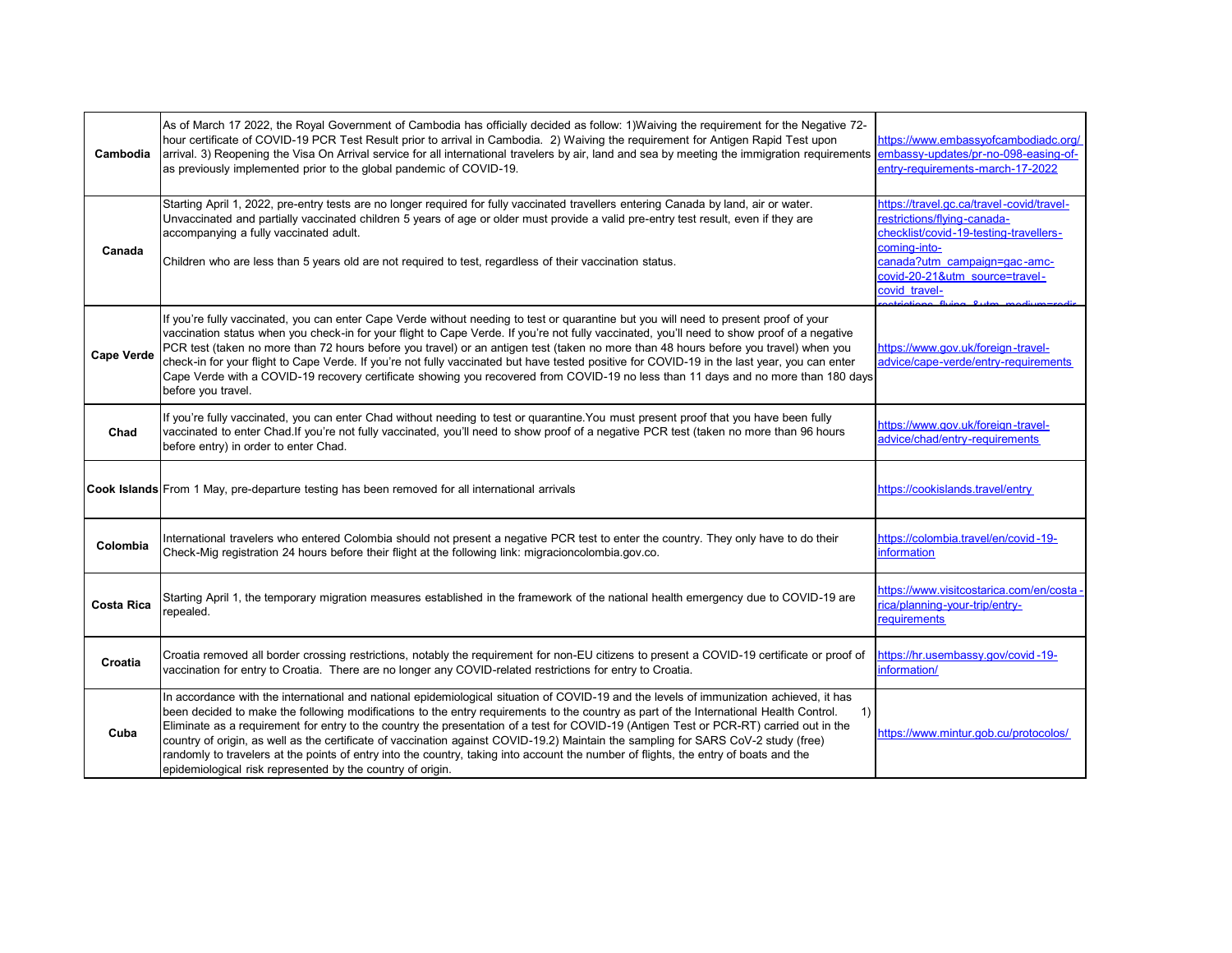| Cambodia | As of March 17 2022, the Royal Government of Cambodia has officially decided as follow: 1)Waiving the requirement for the Negative 72-hour certificate of COVID-19 PCR Test Result prior to arrival in Cambodia. 2) Waiving the requirement for Antigen Rapid Test upon arrival. 3) Reopening the Visa On Arrival service for all international travelers by air, land and sea by meeting the immigration requirements as previously implemented prior to the global pandemic of COVID-19. | https://www.embassyofcambodiadc.org/embassy-updates/pr-no-098-easing-of-entry-requirements-march-17-2022 |
|---|---|---|
| Canada | Starting April 1, 2022, pre-entry tests are no longer required for fully vaccinated travellers entering Canada by land, air or water. Unvaccinated and partially vaccinated children 5 years of age or older must provide a valid pre-entry test result, even if they are accompanying a fully vaccinated adult.<br><br>Children who are less than 5 years old are not required to test, regardless of their vaccination status. | https://travel.gc.ca/travel-covid/travel-restrictions/flying-canada-checklist/covid-19-testing-travellers-coming-into-canada?utm_campaign=gac-amc-covid-20-21&utm_source=travel-covid_travel-restrictions_flying_&utm_medium=redir |
| Cape Verde | If you're fully vaccinated, you can enter Cape Verde without needing to test or quarantine but you will need to present proof of your vaccination status when you check-in for your flight to Cape Verde. If you're not fully vaccinated, you'll need to show proof of a negative PCR test (taken no more than 72 hours before you travel) or an antigen test (taken no more than 48 hours before you travel) when you check-in for your flight to Cape Verde. If you're not fully vaccinated but have tested positive for COVID-19 in the last year, you can enter Cape Verde with a COVID-19 recovery certificate showing you recovered from COVID-19 no less than 11 days and no more than 180 days before you travel. | https://www.gov.uk/foreign-travel-advice/cape-verde/entry-requirements |
| Chad | If you're fully vaccinated, you can enter Chad without needing to test or quarantine.You must present proof that you have been fully vaccinated to enter Chad.If you're not fully vaccinated, you'll need to show proof of a negative PCR test (taken no more than 96 hours before entry) in order to enter Chad. | https://www.gov.uk/foreign-travel-advice/chad/entry-requirements |
| Cook Islands | From 1 May, pre-departure testing has been removed for all international arrivals | https://cookislands.travel/entry |
| Colombia | International travelers who entered Colombia should not present a negative PCR test to enter the country. They only have to do their Check-Mig registration 24 hours before their flight at the following link: migracioncolombia.gov.co. | https://colombia.travel/en/covid-19-information |
| Costa Rica | Starting April 1, the temporary migration measures established in the framework of the national health emergency due to COVID-19 are repealed. | https://www.visitcostarica.com/en/costa-rica/planning-your-trip/entry-requirements |
| Croatia | Croatia removed all border crossing restrictions, notably the requirement for non-EU citizens to present a COVID-19 certificate or proof of vaccination for entry to Croatia. There are no longer any COVID-related restrictions for entry to Croatia. | https://hr.usembassy.gov/covid-19-information/ |
| Cuba | In accordance with the international and national epidemiological situation of COVID-19 and the levels of immunization achieved, it has been decided to make the following modifications to the entry requirements to the country as part of the International Health Control. 1) Eliminate as a requirement for entry to the country the presentation of a test for COVID-19 (Antigen Test or PCR-RT) carried out in the country of origin, as well as the certificate of vaccination against COVID-19.2) Maintain the sampling for SARS CoV-2 study (free) randomly to travelers at the points of entry into the country, taking into account the number of flights, the entry of boats and the epidemiological risk represented by the country of origin. | https://www.mintur.gob.cu/protocolos/ |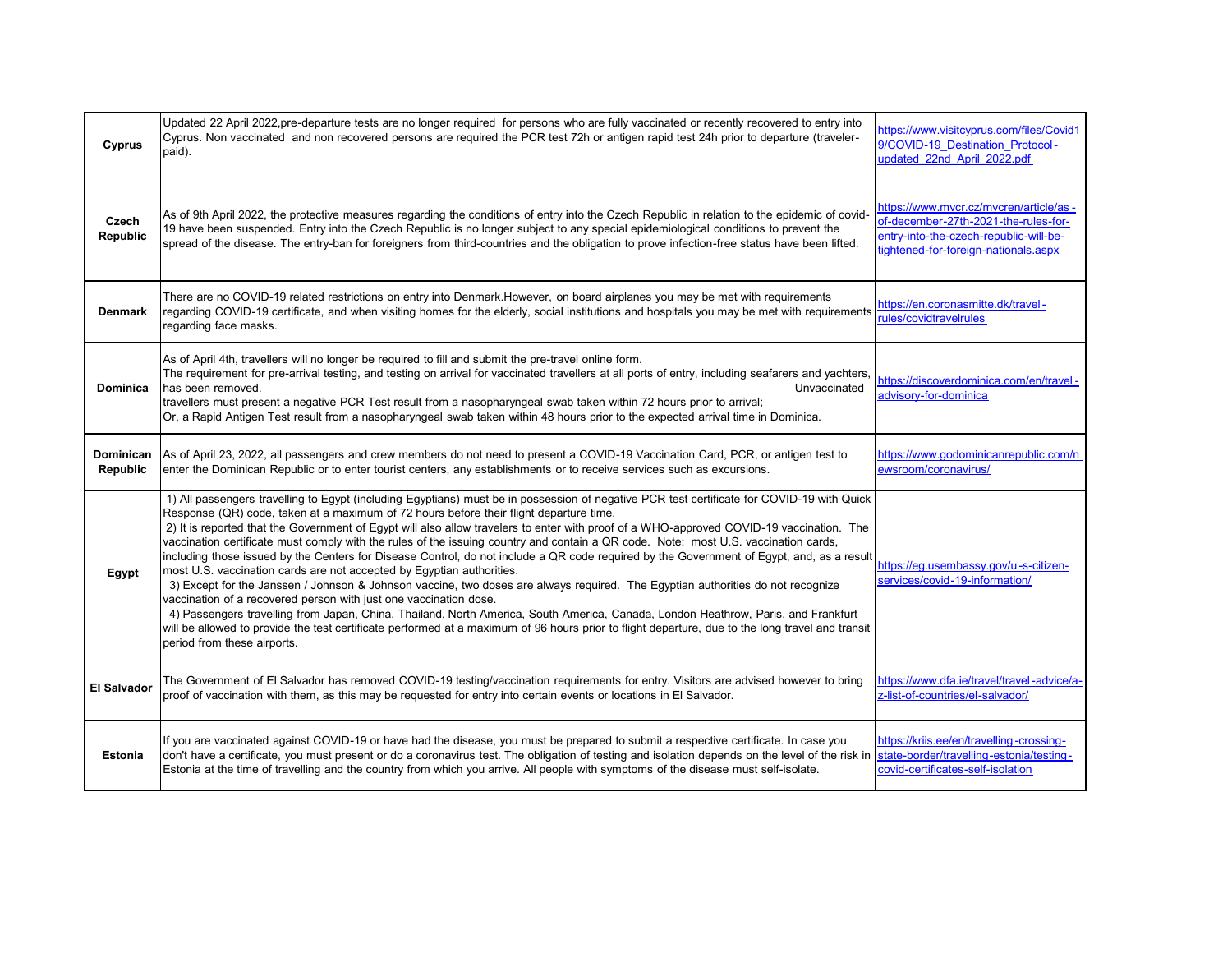| | | |
|---|---|---|
| **Cyprus** | Updated 22 April 2022,pre-departure tests are no longer required for persons who are fully vaccinated or recently recovered to entry into Cyprus. Non vaccinated and non recovered persons are required the PCR test 72h or antigen rapid test 24h prior to departure (traveler-paid). | https://www.visitcyprus.com/files/Covid19/COVID-19_Destination_Protocol-updated_22nd_April_2022.pdf |
| **Czech Republic** | As of 9th April 2022, the protective measures regarding the conditions of entry into the Czech Republic in relation to the epidemic of covid-19 have been suspended. Entry into the Czech Republic is no longer subject to any special epidemiological conditions to prevent the spread of the disease. The entry-ban for foreigners from third-countries and the obligation to prove infection-free status have been lifted. | https://www.mvcr.cz/mvcren/article/as-of-december-27th-2021-the-rules-for-entry-into-the-czech-republic-will-be-tightened-for-foreign-nationals.aspx |
| **Denmark** | There are no COVID-19 related restrictions on entry into Denmark.However, on board airplanes you may be met with requirements regarding COVID-19 certificate, and when visiting homes for the elderly, social institutions and hospitals you may be met with requirements regarding face masks. | https://en.coronasmitte.dk/travel-rules/covidtravelrules |
| **Dominica** | As of April 4th, travellers will no longer be required to fill and submit the pre-travel online form.<br>The requirement for pre-arrival testing, and testing on arrival for vaccinated travellers at all ports of entry, including seafarers and yachters, has been removed. Unvaccinated travellers must present a negative PCR Test result from a nasopharyngeal swab taken within 72 hours prior to arrival;<br>Or, a Rapid Antigen Test result from a nasopharyngeal swab taken within 48 hours prior to the expected arrival time in Dominica. | https://discoverdominica.com/en/travel-advisory-for-dominica |
| **Dominican Republic** | As of April 23, 2022, all passengers and crew members do not need to present a COVID-19 Vaccination Card, PCR, or antigen test to enter the Dominican Republic or to enter tourist centers, any establishments or to receive services such as excursions. | https://www.godominicanrepublic.com/newsroom/coronavirus/ |
| **Egypt** | 1) All passengers travelling to Egypt (including Egyptians) must be in possession of negative PCR test certificate for COVID-19 with Quick Response (QR) code, taken at a maximum of 72 hours before their flight departure time.<br>2) It is reported that the Government of Egypt will also allow travelers to enter with proof of a WHO-approved COVID-19 vaccination. The vaccination certificate must comply with the rules of the issuing country and contain a QR code. Note: most U.S. vaccination cards, including those issued by the Centers for Disease Control, do not include a QR code required by the Government of Egypt, and, as a result most U.S. vaccination cards are not accepted by Egyptian authorities.<br>3) Except for the Janssen / Johnson & Johnson vaccine, two doses are always required. The Egyptian authorities do not recognize vaccination of a recovered person with just one vaccination dose.<br>4) Passengers travelling from Japan, China, Thailand, North America, South America, Canada, London Heathrow, Paris, and Frankfurt will be allowed to provide the test certificate performed at a maximum of 96 hours prior to flight departure, due to the long travel and transit period from these airports. | https://eg.usembassy.gov/u-s-citizen-services/covid-19-information/ |
| **El Salvador** | The Government of El Salvador has removed COVID-19 testing/vaccination requirements for entry. Visitors are advised however to bring proof of vaccination with them, as this may be requested for entry into certain events or locations in El Salvador. | https://www.dfa.ie/travel/travel-advice/a-z-list-of-countries/el-salvador/ |
| **Estonia** | If you are vaccinated against COVID-19 or have had the disease, you must be prepared to submit a respective certificate. In case you don't have a certificate, you must present or do a coronavirus test. The obligation of testing and isolation depends on the level of the risk in Estonia at the time of travelling and the country from which you arrive. All people with symptoms of the disease must self-isolate. | https://kriis.ee/en/travelling-crossing-state-border/travelling-estonia/testing-covid-certificates-self-isolation |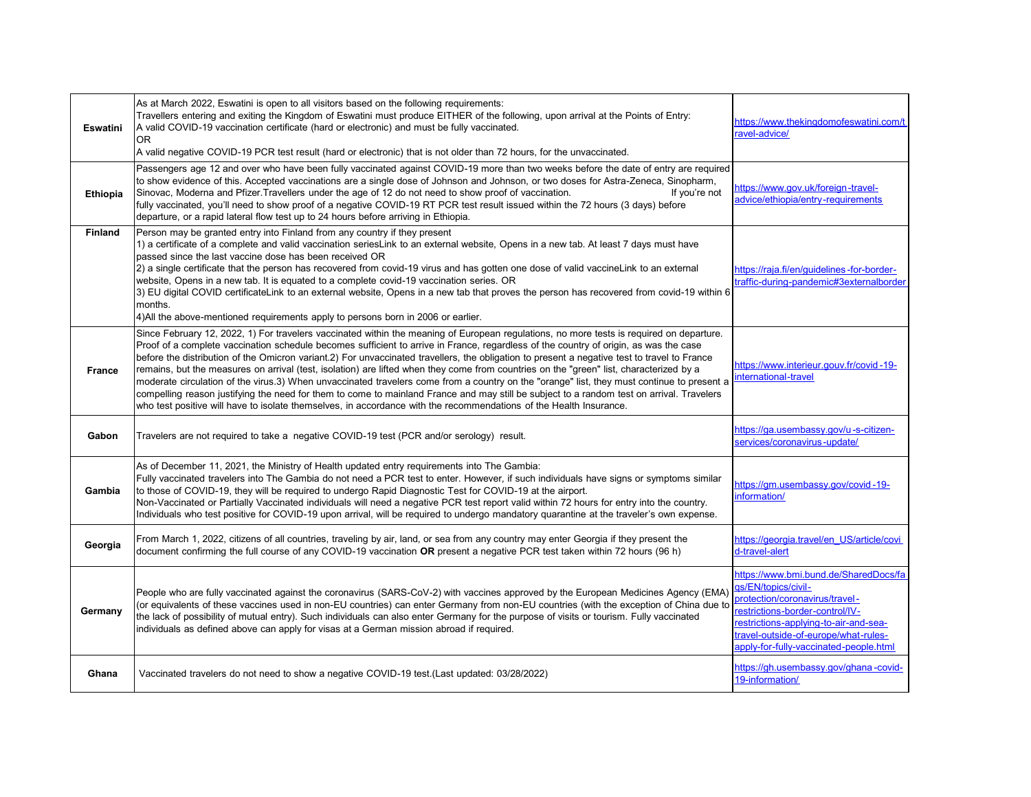| | | |
|---|---|---|
| **Eswatini** | As at March 2022, Eswatini is open to all visitors based on the following requirements:<br>Travellers entering and exiting the Kingdom of Eswatini must produce EITHER of the following, upon arrival at the Points of Entry:<br>A valid COVID-19 vaccination certificate (hard or electronic) and must be fully vaccinated.<br>OR<br>A valid negative COVID-19 PCR test result (hard or electronic) that is not older than 72 hours, for the unvaccinated. | https://www.thekingdomofeswatini.com/travel-advice/ |
| **Ethiopia** | Passengers age 12 and over who have been fully vaccinated against COVID-19 more than two weeks before the date of entry are required to show evidence of this. Accepted vaccinations are a single dose of Johnson and Johnson, or two doses for Astra-Zeneca, Sinopharm, Sinovac, Moderna and Pfizer.Travellers under the age of 12 do not need to show proof of vaccination. If you're not fully vaccinated, you'll need to show proof of a negative COVID-19 RT PCR test result issued within the 72 hours (3 days) before departure, or a rapid lateral flow test up to 24 hours before arriving in Ethiopia. | https://www.gov.uk/foreign-travel-advice/ethiopia/entry-requirements |
| **Finland** | Person may be granted entry into Finland from any country if they present<br>1) a certificate of a complete and valid vaccination seriesLink to an external website, Opens in a new tab. At least 7 days must have passed since the last vaccine dose has been received OR<br>2) a single certificate that the person has recovered from covid-19 virus and has gotten one dose of valid vaccineLink to an external website, Opens in a new tab. It is equated to a complete covid-19 vaccination series. OR<br>3) EU digital COVID certificateLink to an external website, Opens in a new tab that proves the person has recovered from covid-19 within 6 months.<br>4)All the above-mentioned requirements apply to persons born in 2006 or earlier. | https://raja.fi/en/guidelines-for-border-traffic-during-pandemic#3externalborder |
| **France** | Since February 12, 2022, 1) For travelers vaccinated within the meaning of European regulations, no more tests is required on departure. Proof of a complete vaccination schedule becomes sufficient to arrive in France, regardless of the country of origin, as was the case before the distribution of the Omicron variant.2) For unvaccinated travellers, the obligation to present a negative test to travel to France remains, but the measures on arrival (test, isolation) are lifted when they come from countries on the "green" list, characterized by a moderate circulation of the virus.3) When unvaccinated travelers come from a country on the "orange" list, they must continue to present a compelling reason justifying the need for them to come to mainland France and may still be subject to a random test on arrival. Travelers who test positive will have to isolate themselves, in accordance with the recommendations of the Health Insurance. | https://www.interieur.gouv.fr/covid-19-international-travel |
| **Gabon** | Travelers are not required to take a negative COVID-19 test (PCR and/or serology) result. | https://ga.usembassy.gov/u-s-citizen-services/coronavirus-update/ |
| **Gambia** | As of December 11, 2021, the Ministry of Health updated entry requirements into The Gambia:<br>Fully vaccinated travelers into The Gambia do not need a PCR test to enter. However, if such individuals have signs or symptoms similar to those of COVID-19, they will be required to undergo Rapid Diagnostic Test for COVID-19 at the airport.<br>Non-Vaccinated or Partially Vaccinated individuals will need a negative PCR test report valid within 72 hours for entry into the country.<br>Individuals who test positive for COVID-19 upon arrival, will be required to undergo mandatory quarantine at the traveler's own expense. | https://gm.usembassy.gov/covid-19-information/ |
| **Georgia** | From March 1, 2022, citizens of all countries, traveling by air, land, or sea from any country may enter Georgia if they present the document confirming the full course of any COVID-19 vaccination **OR** present a negative PCR test taken within 72 hours (96 h) | https://georgia.travel/en_US/article/covid-travel-alert |
| **Germany** | People who are fully vaccinated against the coronavirus (SARS-CoV-2) with vaccines approved by the European Medicines Agency (EMA) (or equivalents of these vaccines used in non-EU countries) can enter Germany from non-EU countries (with the exception of China due to the lack of possibility of mutual entry). Such individuals can also enter Germany for the purpose of visits or tourism. Fully vaccinated individuals as defined above can apply for visas at a German mission abroad if required. | https://www.bmi.bund.de/SharedDocs/faqs/EN/topics/civil-protection/coronavirus/travel-restrictions-border-control/IV-restrictions-applying-to-air-and-sea-travel-outside-of-europe/what-rules-apply-for-fully-vaccinated-people.html |
| **Ghana** | Vaccinated travelers do not need to show a negative COVID-19 test.(Last updated: 03/28/2022) | https://gh.usembassy.gov/ghana-covid-19-information/ |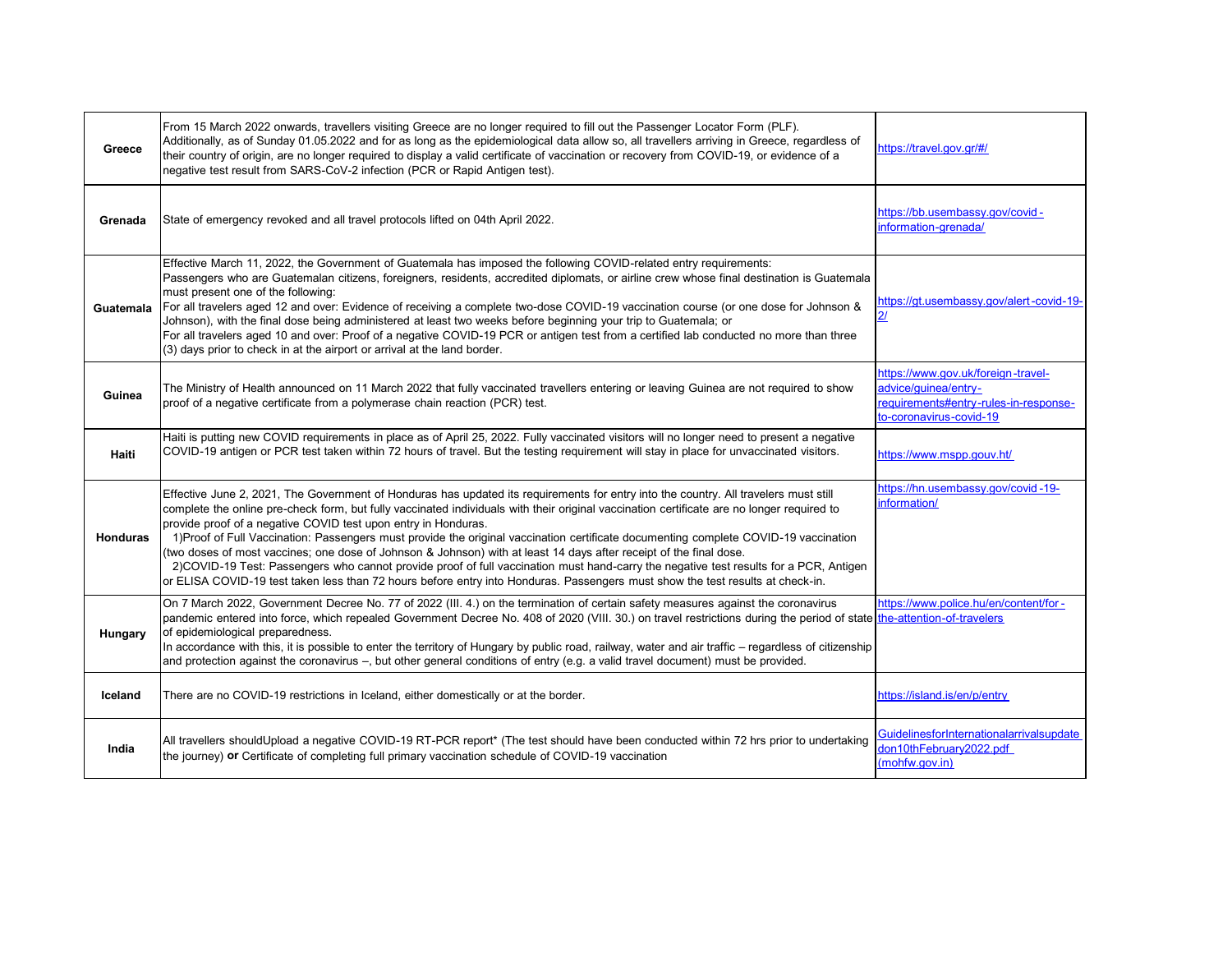| | | |
|---|---|---|
| **Greece** | From 15 March 2022 onwards, travellers visiting Greece are no longer required to fill out the Passenger Locator Form (PLF). Additionally, as of Sunday 01.05.2022 and for as long as the epidemiological data allow so, all travellers arriving in Greece, regardless of their country of origin, are no longer required to display a valid certificate of vaccination or recovery from COVID-19, or evidence of a negative test result from SARS-CoV-2 infection (PCR or Rapid Antigen test). | https://travel.gov.gr/#/ |
| **Grenada** | State of emergency revoked and all travel protocols lifted on 04th April 2022. | https://bb.usembassy.gov/covid-information-grenada/ |
| **Guatemala** | Effective March 11, 2022, the Government of Guatemala has imposed the following COVID-related entry requirements:<br>Passengers who are Guatemalan citizens, foreigners, residents, accredited diplomats, or airline crew whose final destination is Guatemala must present one of the following:<br>For all travelers aged 12 and over: Evidence of receiving a complete two-dose COVID-19 vaccination course (or one dose for Johnson & Johnson), with the final dose being administered at least two weeks before beginning your trip to Guatemala; or<br>For all travelers aged 10 and over: Proof of a negative COVID-19 PCR or antigen test from a certified lab conducted no more than three (3) days prior to check in at the airport or arrival at the land border. | https://gt.usembassy.gov/alert-covid-19-2/ |
| **Guinea** | The Ministry of Health announced on 11 March 2022 that fully vaccinated travellers entering or leaving Guinea are not required to show proof of a negative certificate from a polymerase chain reaction (PCR) test. | https://www.gov.uk/foreign-travel-advice/guinea/entry-requirements#entry-rules-in-response-to-coronavirus-covid-19 |
| **Haiti** | Haiti is putting new COVID requirements in place as of April 25, 2022. Fully vaccinated visitors will no longer need to present a negative COVID-19 antigen or PCR test taken within 72 hours of travel. But the testing requirement will stay in place for unvaccinated visitors. | https://www.mspp.gouv.ht/ |
| **Honduras** | Effective June 2, 2021, The Government of Honduras has updated its requirements for entry into the country. All travelers must still complete the online pre-check form, but fully vaccinated individuals with their original vaccination certificate are no longer required to provide proof of a negative COVID test upon entry in Honduras.<br>1)Proof of Full Vaccination: Passengers must provide the original vaccination certificate documenting complete COVID-19 vaccination (two doses of most vaccines; one dose of Johnson & Johnson) with at least 14 days after receipt of the final dose.<br>2)COVID-19 Test: Passengers who cannot provide proof of full vaccination must hand-carry the negative test results for a PCR, Antigen or ELISA COVID-19 test taken less than 72 hours before entry into Honduras. Passengers must show the test results at check-in. | https://hn.usembassy.gov/covid-19-information/ |
| **Hungary** | On 7 March 2022, Government Decree No. 77 of 2022 (III. 4.) on the termination of certain safety measures against the coronavirus pandemic entered into force, which repealed Government Decree No. 408 of 2020 (VIII. 30.) on travel restrictions during the period of state of epidemiological preparedness.<br>In accordance with this, it is possible to enter the territory of Hungary by public road, railway, water and air traffic – regardless of citizenship and protection against the coronavirus –, but other general conditions of entry (e.g. a valid travel document) must be provided. | https://www.police.hu/en/content/for-the-attention-of-travelers |
| **Iceland** | There are no COVID-19 restrictions in Iceland, either domestically or at the border. | https://island.is/en/p/entry |
| **India** | All travellers shouldUpload a negative COVID-19 RT-PCR report* (The test should have been conducted within 72 hrs prior to undertaking the journey) **or** Certificate of completing full primary vaccination schedule of COVID-19 vaccination | GuidelinesforInternationalarrivalsupdatedon10thFebruary2022.pdf (mohfw.gov.in) |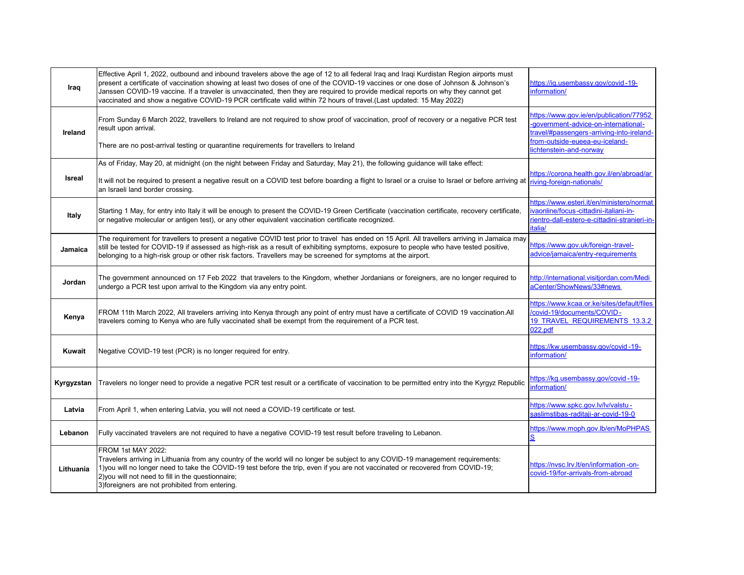| | | |
|---|---|---|
| **Iraq** | Effective April 1, 2022, outbound and inbound travelers above the age of 12 to all federal Iraq and Iraqi Kurdistan Region airports must present a certificate of vaccination showing at least two doses of one of the COVID-19 vaccines or one dose of Johnson & Johnson's Janssen COVID-19 vaccine. If a traveler is unvaccinated, then they are required to provide medical reports on why they cannot get vaccinated and show a negative COVID-19 PCR certificate valid within 72 hours of travel.(Last updated: 15 May 2022) | https://iq.usembassy.gov/covid-19-information/ |
| **Ireland** | From Sunday 6 March 2022, travellers to Ireland are not required to show proof of vaccination, proof of recovery or a negative PCR test result upon arrival.<br><br>There are no post-arrival testing or quarantine requirements for travellers to Ireland | https://www.gov.ie/en/publication/77952-government-advice-on-international-travel/#passengers-arriving-into-ireland-from-outside-eueea-eu-iceland-lichtenstein-and-norway |
| **Isreal** | As of Friday, May 20, at midnight (on the night between Friday and Saturday, May 21), the following guidance will take effect:<br><br>It will not be required to present a negative result on a COVID test before boarding a flight to Israel or a cruise to Israel or before arriving at an Israeli land border crossing. | https://corona.health.gov.il/en/abroad/arriving-foreign-nationals/ |
| **Italy** | Starting 1 May, for entry into Italy it will be enough to present the COVID-19 Green Certificate (vaccination certificate, recovery certificate, or negative molecular or antigen test), or any other equivalent vaccination certificate recognized. | https://www.esteri.it/en/ministero/normativaonline/focus-cittadini-italiani-in-rientro-dall-estero-e-cittadini-stranieri-in-italia/ |
| **Jamaica** | The requirement for travellers to present a negative COVID test prior to travel has ended on 15 April. All travellers arriving in Jamaica may still be tested for COVID-19 if assessed as high-risk as a result of exhibiting symptoms, exposure to people who have tested positive, belonging to a high-risk group or other risk factors. Travellers may be screened for symptoms at the airport. | https://www.gov.uk/foreign-travel-advice/jamaica/entry-requirements |
| **Jordan** | The government announced on 17 Feb 2022 that travelers to the Kingdom, whether Jordanians or foreigners, are no longer required to undergo a PCR test upon arrival to the Kingdom via any entry point. | http://international.visitjordan.com/MediaCenter/ShowNews/33#news |
| **Kenya** | FROM 11th March 2022, All travelers arriving into Kenya through any point of entry must have a certificate of COVID 19 vaccination.All travelers coming to Kenya who are fully vaccinated shall be exempt from the requirement of a PCR test. | https://www.kcaa.or.ke/sites/default/files/covid-19/documents/COVID-19_TRAVEL_REQUIREMENTS_13.3.2022.pdf |
| **Kuwait** | Negative COVID-19 test (PCR) is no longer required for entry. | https://kw.usembassy.gov/covid-19-information/ |
| **Kyrgyzstan** | Travelers no longer need to provide a negative PCR test result or a certificate of vaccination to be permitted entry into the Kyrgyz Republic | https://kg.usembassy.gov/covid-19-information/ |
| **Latvia** | From April 1, when entering Latvia, you will not need a COVID-19 certificate or test. | https://www.spkc.gov.lv/lv/valstu-saslimstibas-raditaji-ar-covid-19-0 |
| **Lebanon** | Fully vaccinated travelers are not required to have a negative COVID-19 test result before traveling to Lebanon. | https://www.moph.gov.lb/en/MoPHPASS |
| **Lithuania** | FROM 1st MAY 2022:<br>Travelers arriving in Lithuania from any country of the world will no longer be subject to any COVID-19 management requirements:<br>1)you will no longer need to take the COVID-19 test before the trip, even if you are not vaccinated or recovered from COVID-19;<br>2)you will not need to fill in the questionnaire;<br>3)foreigners are not prohibited from entering. | https://nvsc.lrv.lt/en/information-on-covid-19/for-arrivals-from-abroad |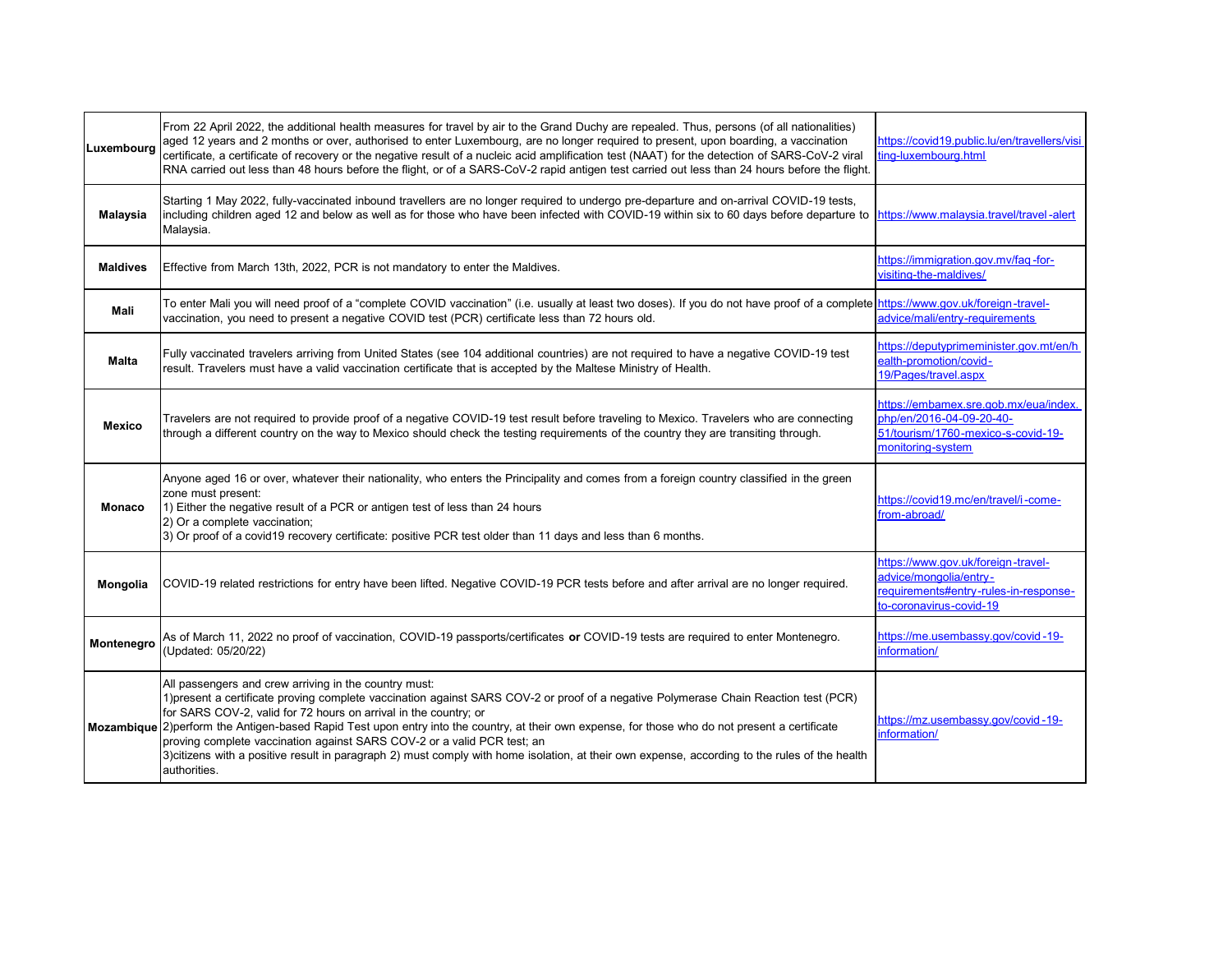| | | |
|---|---|---|
| **Luxembourg** | From 22 April 2022, the additional health measures for travel by air to the Grand Duchy are repealed. Thus, persons (of all nationalities) aged 12 years and 2 months or over, authorised to enter Luxembourg, are no longer required to present, upon boarding, a vaccination certificate, a certificate of recovery or the negative result of a nucleic acid amplification test (NAAT) for the detection of SARS-CoV-2 viral RNA carried out less than 48 hours before the flight, or of a SARS-CoV-2 rapid antigen test carried out less than 24 hours before the flight. | https://covid19.public.lu/en/travellers/visiting-luxembourg.html |
| **Malaysia** | Starting 1 May 2022, fully-vaccinated inbound travellers are no longer required to undergo pre-departure and on-arrival COVID-19 tests, including children aged 12 and below as well as for those who have been infected with COVID-19 within six to 60 days before departure to Malaysia. | https://www.malaysia.travel/travel-alert |
| **Maldives** | Effective from March 13th, 2022, PCR is not mandatory to enter the Maldives. | https://immigration.gov.mv/faq-for-visiting-the-maldives/ |
| **Mali** | To enter Mali you will need proof of a "complete COVID vaccination" (i.e. usually at least two doses). If you do not have proof of a complete vaccination, you need to present a negative COVID test (PCR) certificate less than 72 hours old. | https://www.gov.uk/foreign-travel-advice/mali/entry-requirements |
| **Malta** | Fully vaccinated travelers arriving from United States (see 104 additional countries) are not required to have a negative COVID-19 test result. Travelers must have a valid vaccination certificate that is accepted by the Maltese Ministry of Health. | https://deputyprimeminister.gov.mt/en/health-promotion/covid-19/Pages/travel.aspx |
| **Mexico** | Travelers are not required to provide proof of a negative COVID-19 test result before traveling to Mexico. Travelers who are connecting through a different country on the way to Mexico should check the testing requirements of the country they are transiting through. | https://embamex.sre.gob.mx/eua/index.php/en/2016-04-09-20-40-51/tourism/1760-mexico-s-covid-19-monitoring-system |
| **Monaco** | Anyone aged 16 or over, whatever their nationality, who enters the Principality and comes from a foreign country classified in the green zone must present:<br>1) Either the negative result of a PCR or antigen test of less than 24 hours<br>2) Or a complete vaccination;<br>3) Or proof of a covid19 recovery certificate: positive PCR test older than 11 days and less than 6 months. | https://covid19.mc/en/travel/i-come-from-abroad/ |
| **Mongolia** | COVID-19 related restrictions for entry have been lifted. Negative COVID-19 PCR tests before and after arrival are no longer required. | https://www.gov.uk/foreign-travel-advice/mongolia/entry-requirements#entry-rules-in-response-to-coronavirus-covid-19 |
| **Montenegro** | As of March 11, 2022 no proof of vaccination, COVID-19 passports/certificates **or** COVID-19 tests are required to enter Montenegro. (Updated: 05/20/22) | https://me.usembassy.gov/covid-19-information/ |
| **Mozambique** | All passengers and crew arriving in the country must:<br>1)present a certificate proving complete vaccination against SARS COV-2 or proof of a negative Polymerase Chain Reaction test (PCR) for SARS COV-2, valid for 72 hours on arrival in the country; or<br>2)perform the Antigen-based Rapid Test upon entry into the country, at their own expense, for those who do not present a certificate proving complete vaccination against SARS COV-2 or a valid PCR test; an<br>3)citizens with a positive result in paragraph 2) must comply with home isolation, at their own expense, according to the rules of the health authorities. | https://mz.usembassy.gov/covid-19-information/ |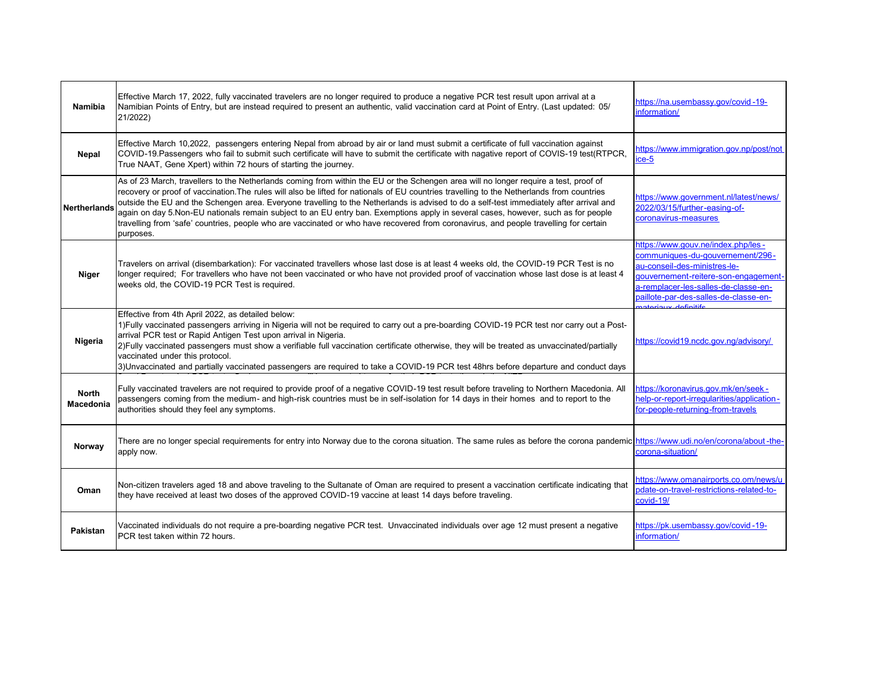| | | |
|---|---|---|
| **Namibia** | Effective March 17, 2022, fully vaccinated travelers are no longer required to produce a negative PCR test result upon arrival at a Namibian Points of Entry, but are instead required to present an authentic, valid vaccination card at Point of Entry. (Last updated: 05/ 21/2022) | https://na.usembassy.gov/covid-19-information/ |
| **Nepal** | Effective March 10,2022, passengers entering Nepal from abroad by air or land must submit a certificate of full vaccination against COVID-19.Passengers who fail to submit such certificate will have to submit the certificate with nagative report of COVIS-19 test(RTPCR, True NAAT, Gene Xpert) within 72 hours of starting the journey. | https://www.immigration.gov.np/post/notice-5 |
| **Nertherlands** | As of 23 March, travellers to the Netherlands coming from within the EU or the Schengen area will no longer require a test, proof of recovery or proof of vaccination.The rules will also be lifted for nationals of EU countries travelling to the Netherlands from countries outside the EU and the Schengen area. Everyone travelling to the Netherlands is advised to do a self-test immediately after arrival and again on day 5.Non-EU nationals remain subject to an EU entry ban. Exemptions apply in several cases, however, such as for people travelling from 'safe' countries, people who are vaccinated or who have recovered from coronavirus, and people travelling for certain purposes. | https://www.government.nl/latest/news/2022/03/15/further-easing-of-coronavirus-measures |
| **Niger** | Travelers on arrival (disembarkation): For vaccinated travellers whose last dose is at least 4 weeks old, the COVID-19 PCR Test is no longer required; For travellers who have not been vaccinated or who have not provided proof of vaccination whose last dose is at least 4 weeks old, the COVID-19 PCR Test is required. | https://www.gouv.ne/index.php/les-communiques-du-gouvernement/296-au-conseil-des-ministres-le-gouvernement-reitere-son-engagement-a-remplacer-les-salles-de-classe-en-paillote-par-des-salles-de-classe-en-materiaux-definitifs |
| **Nigeria** | Effective from 4th April 2022, as detailed below:<br>1)Fully vaccinated passengers arriving in Nigeria will not be required to carry out a pre-boarding COVID-19 PCR test nor carry out a Post-arrival PCR test or Rapid Antigen Test upon arrival in Nigeria.<br>2)Fully vaccinated passengers must show a verifiable full vaccination certificate otherwise, they will be treated as unvaccinated/partially vaccinated under this protocol.<br>3)Unvaccinated and partially vaccinated passengers are required to take a COVID-19 PCR test 48hrs before departure and conduct days | https://covid19.ncdc.gov.ng/advisory/ |
| **North Macedonia** | Fully vaccinated travelers are not required to provide proof of a negative COVID-19 test result before traveling to Northern Macedonia. All passengers coming from the medium- and high-risk countries must be in self-isolation for 14 days in their homes and to report to the authorities should they feel any symptoms. | https://koronavirus.gov.mk/en/seek-help-or-report-irregularities/application-for-people-returning-from-travels |
| **Norway** | There are no longer special requirements for entry into Norway due to the corona situation. The same rules as before the corona pandemic apply now. | https://www.udi.no/en/corona/about-the-corona-situation/ |
| **Oman** | Non-citizen travelers aged 18 and above traveling to the Sultanate of Oman are required to present a vaccination certificate indicating that they have received at least two doses of the approved COVID-19 vaccine at least 14 days before traveling. | https://www.omanairports.co.om/news/update-on-travel-restrictions-related-to-covid-19/ |
| **Pakistan** | Vaccinated individuals do not require a pre-boarding negative PCR test. Unvaccinated individuals over age 12 must present a negative PCR test taken within 72 hours. | https://pk.usembassy.gov/covid-19-information/ |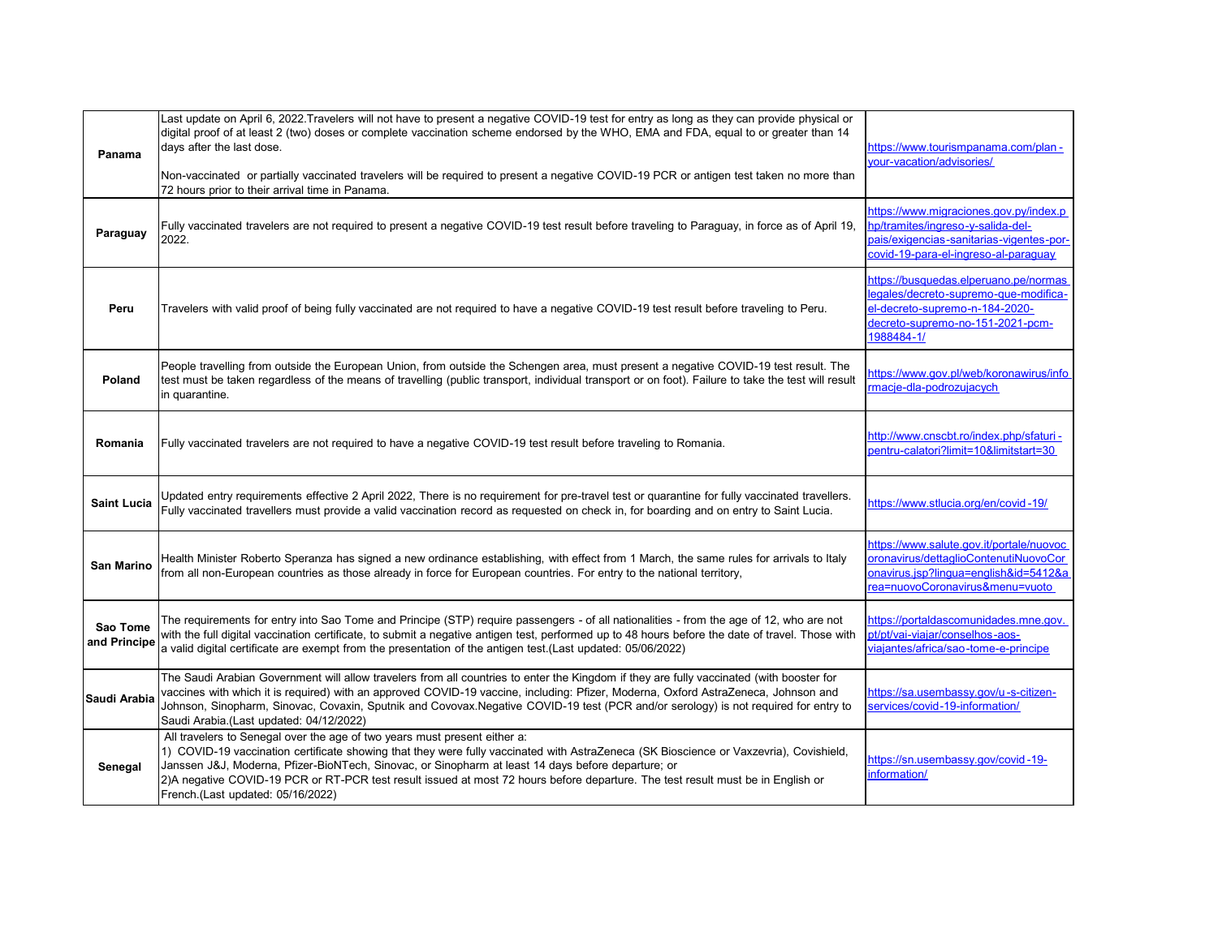| | | |
|---|---|---|
| **Panama** | Last update on April 6, 2022.Travelers will not have to present a negative COVID-19 test for entry as long as they can provide physical or digital proof of at least 2 (two) doses or complete vaccination scheme endorsed by the WHO, EMA and FDA, equal to or greater than 14 days after the last dose.<br><br>Non-vaccinated or partially vaccinated travelers will be required to present a negative COVID-19 PCR or antigen test taken no more than 72 hours prior to their arrival time in Panama. | https://www.tourismpanama.com/plan-your-vacation/advisories/ |
| **Paraguay** | Fully vaccinated travelers are not required to present a negative COVID-19 test result before traveling to Paraguay, in force as of April 19, 2022. | https://www.migraciones.gov.py/index.php/tramites/ingreso-y-salida-del-pais/exigencias-sanitarias-vigentes-por-covid-19-para-el-ingreso-al-paraguay |
| **Peru** | Travelers with valid proof of being fully vaccinated are not required to have a negative COVID-19 test result before traveling to Peru. | https://busquedas.elperuano.pe/normaslegales/decreto-supremo-que-modifica-el-decreto-supremo-n-184-2020-decreto-supremo-no-151-2021-pcm-1988484-1/ |
| **Poland** | People travelling from outside the European Union, from outside the Schengen area, must present a negative COVID-19 test result. The test must be taken regardless of the means of travelling (public transport, individual transport or on foot). Failure to take the test will result in quarantine. | https://www.gov.pl/web/koronawirus/informacje-dla-podrozujacych |
| **Romania** | Fully vaccinated travelers are not required to have a negative COVID-19 test result before traveling to Romania. | http://www.cnscbt.ro/index.php/sfaturi-pentru-calatori?limit=10&limitstart=30 |
| **Saint Lucia** | Updated entry requirements effective 2 April 2022, There is no requirement for pre-travel test or quarantine for fully vaccinated travellers. Fully vaccinated travellers must provide a valid vaccination record as requested on check in, for boarding and on entry to Saint Lucia. | https://www.stlucia.org/en/covid-19/ |
| **San Marino** | Health Minister Roberto Speranza has signed a new ordinance establishing, with effect from 1 March, the same rules for arrivals to Italy from all non-European countries as those already in force for European countries. For entry to the national territory, | https://www.salute.gov.it/portale/nuovocoronavirus/dettaglioContenutiNuovoCoronavirus.jsp?lingua=english&id=5412&area=nuovoCoronavirus&menu=vuoto |
| **Sao Tome and Principe** | The requirements for entry into Sao Tome and Principe (STP) require passengers - of all nationalities - from the age of 12, who are not with the full digital vaccination certificate, to submit a negative antigen test, performed up to 48 hours before the date of travel. Those with a valid digital certificate are exempt from the presentation of the antigen test.(Last updated: 05/06/2022) | https://portaldascomunidades.mne.gov.pt/pt/vai-viajar/conselhos-aos-viajantes/africa/sao-tome-e-principe |
| **Saudi Arabia** | The Saudi Arabian Government will allow travelers from all countries to enter the Kingdom if they are fully vaccinated (with booster for vaccines with which it is required) with an approved COVID-19 vaccine, including: Pfizer, Moderna, Oxford AstraZeneca, Johnson and Johnson, Sinopharm, Sinovac, Covaxin, Sputnik and Covovax.Negative COVID-19 test (PCR and/or serology) is not required for entry to Saudi Arabia.(Last updated: 04/12/2022) | https://sa.usembassy.gov/u-s-citizen-services/covid-19-information/ |
| **Senegal** | All travelers to Senegal over the age of two years must present either a:<br>1) COVID-19 vaccination certificate showing that they were fully vaccinated with AstraZeneca (SK Bioscience or Vaxzevria), Covishield, Janssen J&J, Moderna, Pfizer-BioNTech, Sinovac, or Sinopharm at least 14 days before departure; or<br>2)A negative COVID-19 PCR or RT-PCR test result issued at most 72 hours before departure. The test result must be in English or French.(Last updated: 05/16/2022) | https://sn.usembassy.gov/covid-19-information/ |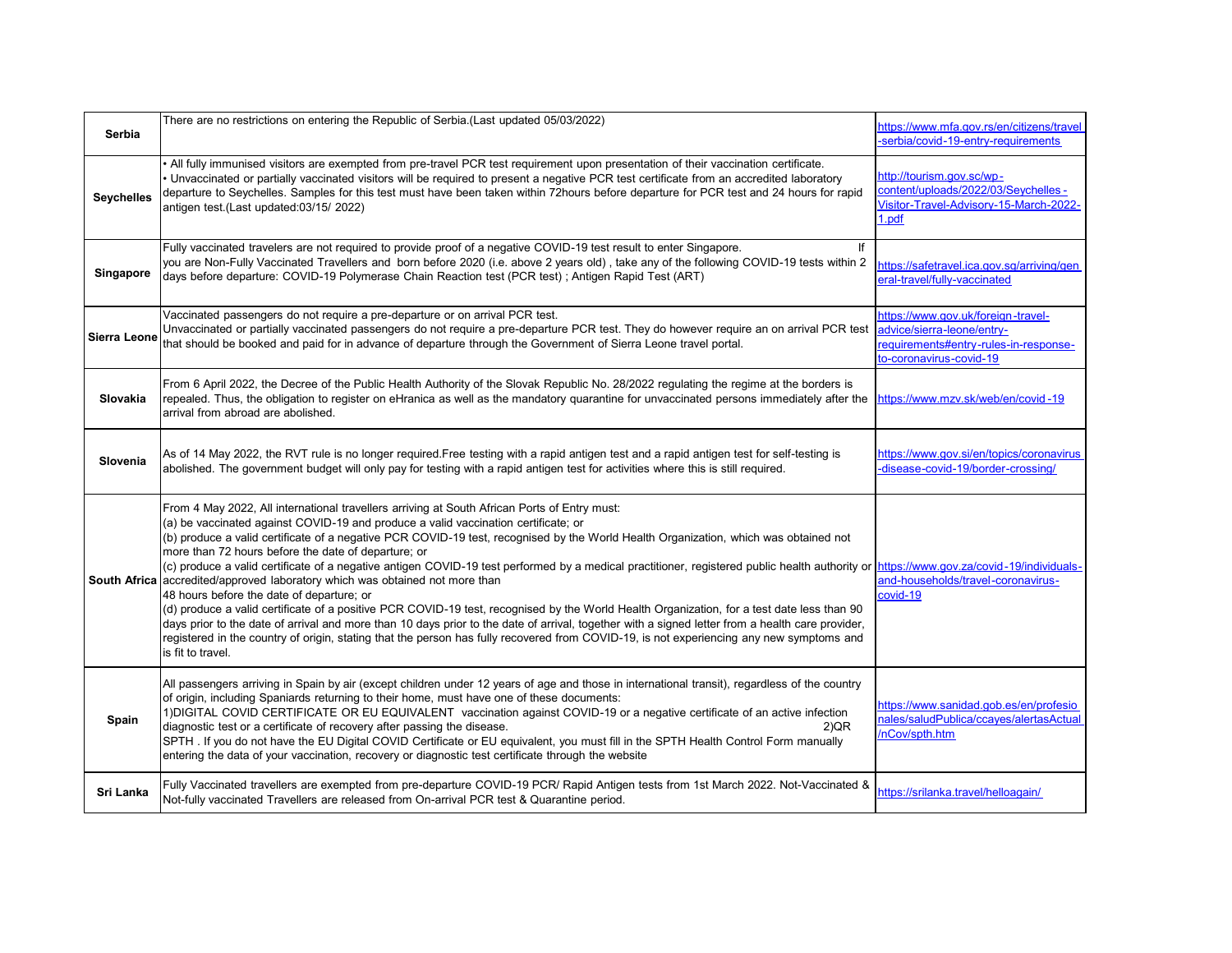| | | |
|---|---|---|
| **Serbia** | There are no restrictions on entering the Republic of Serbia.(Last updated 05/03/2022) | https://www.mfa.gov.rs/en/citizens/travel-serbia/covid-19-entry-requirements |
| **Seychelles** | • All fully immunised visitors are exempted from pre-travel PCR test requirement upon presentation of their vaccination certificate.<br>• Unvaccinated or partially vaccinated visitors will be required to present a negative PCR test certificate from an accredited laboratory departure to Seychelles. Samples for this test must have been taken within 72hours before departure for PCR test and 24 hours for rapid antigen test.(Last updated:03/15/ 2022) | http://tourism.gov.sc/wp-content/uploads/2022/03/Seychelles-Visitor-Travel-Advisory-15-March-2022-1.pdf |
| **Singapore** | Fully vaccinated travelers are not required to provide proof of a negative COVID-19 test result to enter Singapore. If you are Non-Fully Vaccinated Travellers and born before 2020 (i.e. above 2 years old) , take any of the following COVID-19 tests within 2 days before departure: COVID-19 Polymerase Chain Reaction test (PCR test) ; Antigen Rapid Test (ART) | https://safetravel.ica.gov.sg/arriving/general-travel/fully-vaccinated |
| **Sierra Leone** | Vaccinated passengers do not require a pre-departure or on arrival PCR test.<br>Unvaccinated or partially vaccinated passengers do not require a pre-departure PCR test. They do however require an on arrival PCR test that should be booked and paid for in advance of departure through the Government of Sierra Leone travel portal. | https://www.gov.uk/foreign-travel-advice/sierra-leone/entry-requirements#entry-rules-in-response-to-coronavirus-covid-19 |
| **Slovakia** | From 6 April 2022, the Decree of the Public Health Authority of the Slovak Republic No. 28/2022 regulating the regime at the borders is repealed. Thus, the obligation to register on eHranica as well as the mandatory quarantine for unvaccinated persons immediately after the arrival from abroad are abolished. | https://www.mzv.sk/web/en/covid-19 |
| **Slovenia** | As of 14 May 2022, the RVT rule is no longer required.Free testing with a rapid antigen test and a rapid antigen test for self-testing is abolished. The government budget will only pay for testing with a rapid antigen test for activities where this is still required. | https://www.gov.si/en/topics/coronavirus-disease-covid-19/border-crossing/ |
| **South Africa** | From 4 May 2022, All international travellers arriving at South African Ports of Entry must:<br>(a) be vaccinated against COVID-19 and produce a valid vaccination certificate; or<br>(b) produce a valid certificate of a negative PCR COVID-19 test, recognised by the World Health Organization, which was obtained not more than 72 hours before the date of departure; or<br>(c) produce a valid certificate of a negative antigen COVID-19 test performed by a medical practitioner, registered public health authority or accredited/approved laboratory which was obtained not more than 48 hours before the date of departure; or<br>(d) produce a valid certificate of a positive PCR COVID-19 test, recognised by the World Health Organization, for a test date less than 90 days prior to the date of arrival and more than 10 days prior to the date of arrival, together with a signed letter from a health care provider, registered in the country of origin, stating that the person has fully recovered from COVID-19, is not experiencing any new symptoms and is fit to travel. | https://www.gov.za/covid-19/individuals-and-households/travel-coronavirus-covid-19 |
| **Spain** | All passengers arriving in Spain by air (except children under 12 years of age and those in international transit), regardless of the country of origin, including Spaniards returning to their home, must have one of these documents:<br>1)DIGITAL COVID CERTIFICATE OR EU EQUIVALENT vaccination against COVID-19 or a negative certificate of an active infection diagnostic test or a certificate of recovery after passing the disease. 2)QR SPTH . If you do not have the EU Digital COVID Certificate or EU equivalent, you must fill in the SPTH Health Control Form manually entering the data of your vaccination, recovery or diagnostic test certificate through the website | https://www.sanidad.gob.es/en/profesionales/saludPublica/ccayes/alertasActual/nCov/spth.htm |
| **Sri Lanka** | Fully Vaccinated travellers are exempted from pre-departure COVID-19 PCR/ Rapid Antigen tests from 1st March 2022. Not-Vaccinated & Not-fully vaccinated Travellers are released from On-arrival PCR test & Quarantine period. | https://srilanka.travel/helloagain/ |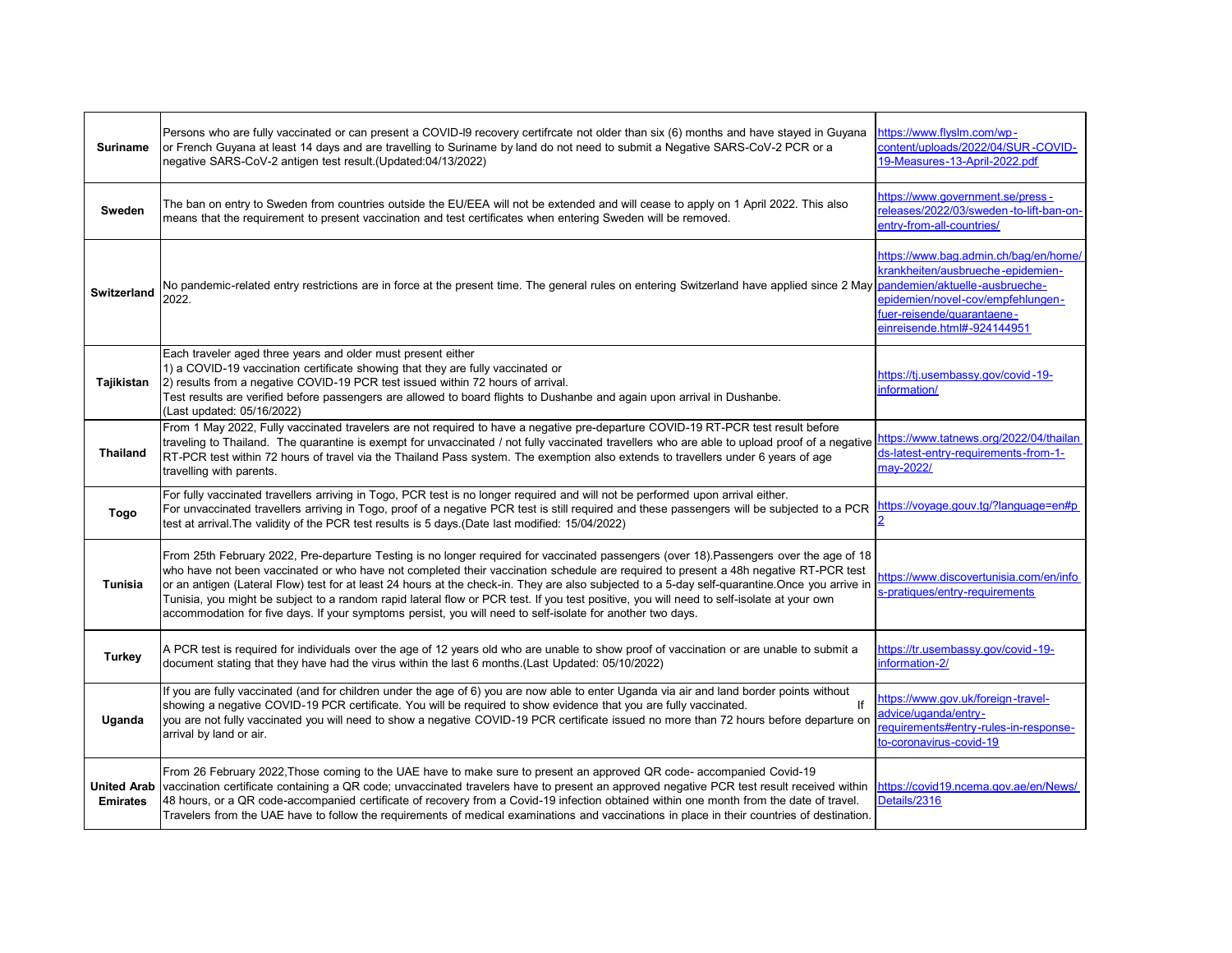| | | |
|---|---|---|
| **Suriname** | Persons who are fully vaccinated or can present a COVID-l9 recovery certifrcate not older than six (6) months and have stayed in Guyana or French Guyana at least 14 days and are travelling to Suriname by land do not need to submit a Negative SARS-CoV-2 PCR or a negative SARS-CoV-2 antigen test result.(Updated:04/13/2022) | https://www.flyslm.com/wp-content/uploads/2022/04/SUR-COVID-19-Measures-13-April-2022.pdf |
| **Sweden** | The ban on entry to Sweden from countries outside the EU/EEA will not be extended and will cease to apply on 1 April 2022. This also means that the requirement to present vaccination and test certificates when entering Sweden will be removed. | https://www.government.se/press-releases/2022/03/sweden-to-lift-ban-on-entry-from-all-countries/ |
| **Switzerland** | No pandemic-related entry restrictions are in force at the present time. The general rules on entering Switzerland have applied since 2 May 2022. | https://www.bag.admin.ch/bag/en/home/krankheiten/ausbrueche-epidemien-pandemien/aktuelle-ausbrueche-epidemien/novel-cov/empfehlungen-fuer-reisende/quarantaene-einreisende.html#-924144951 |
| **Tajikistan** | Each traveler aged three years and older must present either<br>1) a COVID-19 vaccination certificate showing that they are fully vaccinated or<br>2) results from a negative COVID-19 PCR test issued within 72 hours of arrival.<br>Test results are verified before passengers are allowed to board flights to Dushanbe and again upon arrival in Dushanbe.<br>(Last updated: 05/16/2022) | https://tj.usembassy.gov/covid-19-information/ |
| **Thailand** | From 1 May 2022, Fully vaccinated travelers are not required to have a negative pre-departure COVID-19 RT-PCR test result before traveling to Thailand. The quarantine is exempt for unvaccinated / not fully vaccinated travellers who are able to upload proof of a negative RT-PCR test within 72 hours of travel via the Thailand Pass system. The exemption also extends to travellers under 6 years of age travelling with parents. | https://www.tatnews.org/2022/04/thailands-latest-entry-requirements-from-1-may-2022/ |
| **Togo** | For fully vaccinated travellers arriving in Togo, PCR test is no longer required and will not be performed upon arrival either.<br>For unvaccinated travellers arriving in Togo, proof of a negative PCR test is still required and these passengers will be subjected to a PCR test at arrival.The validity of the PCR test results is 5 days.(Date last modified: 15/04/2022) | https://voyage.gouv.tg/?language=en#p2 |
| **Tunisia** | From 25th February 2022, Pre-departure Testing is no longer required for vaccinated passengers (over 18).Passengers over the age of 18 who have not been vaccinated or who have not completed their vaccination schedule are required to present a 48h negative RT-PCR test or an antigen (Lateral Flow) test for at least 24 hours at the check-in. They are also subjected to a 5-day self-quarantine.Once you arrive in Tunisia, you might be subject to a random rapid lateral flow or PCR test. If you test positive, you will need to self-isolate at your own accommodation for five days. If your symptoms persist, you will need to self-isolate for another two days. | https://www.discovertunisia.com/en/infos-pratiques/entry-requirements |
| **Turkey** | A PCR test is required for individuals over the age of 12 years old who are unable to show proof of vaccination or are unable to submit a document stating that they have had the virus within the last 6 months.(Last Updated: 05/10/2022) | https://tr.usembassy.gov/covid-19-information-2/ |
| **Uganda** | If you are fully vaccinated (and for children under the age of 6) you are now able to enter Uganda via air and land border points without showing a negative COVID-19 PCR certificate. You will be required to show evidence that you are fully vaccinated. If you are not fully vaccinated you will need to show a negative COVID-19 PCR certificate issued no more than 72 hours before departure on arrival by land or air. | https://www.gov.uk/foreign-travel-advice/uganda/entry-requirements#entry-rules-in-response-to-coronavirus-covid-19 |
| **United Arab Emirates** | From 26 February 2022,Those coming to the UAE have to make sure to present an approved QR code- accompanied Covid-19 vaccination certificate containing a QR code; unvaccinated travelers have to present an approved negative PCR test result received within 48 hours, or a QR code-accompanied certificate of recovery from a Covid-19 infection obtained within one month from the date of travel. Travelers from the UAE have to follow the requirements of medical examinations and vaccinations in place in their countries of destination. | https://covid19.ncema.gov.ae/en/News/Details/2316 |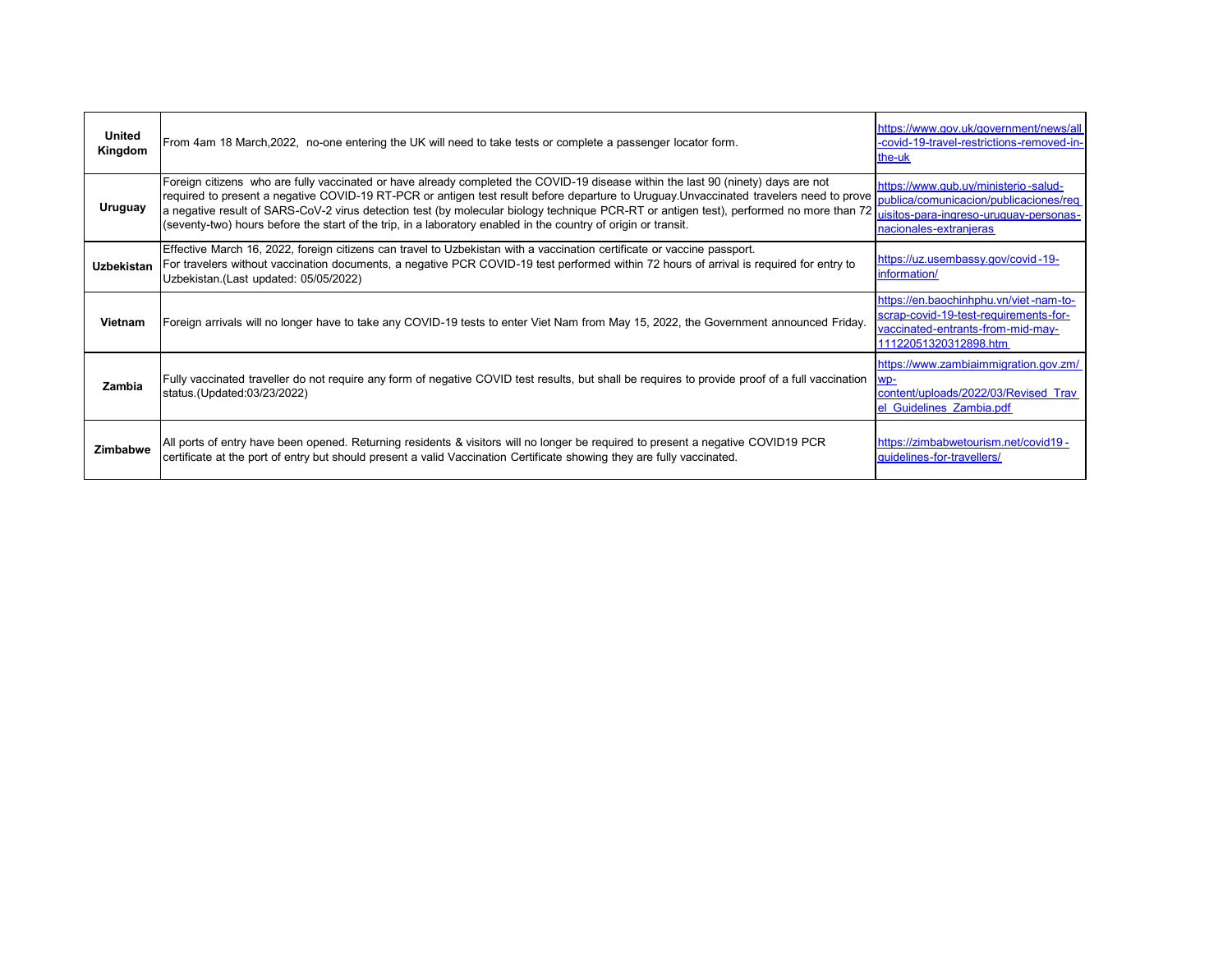| | | |
|---|---|---|
| **United Kingdom** | From 4am 18 March,2022, no-one entering the UK will need to take tests or complete a passenger locator form. | https://www.gov.uk/government/news/all-covid-19-travel-restrictions-removed-in-the-uk |
| **Uruguay** | Foreign citizens who are fully vaccinated or have already completed the COVID-19 disease within the last 90 (ninety) days are not required to present a negative COVID-19 RT-PCR or antigen test result before departure to Uruguay.Unvaccinated travelers need to prove a negative result of SARS-CoV-2 virus detection test (by molecular biology technique PCR-RT or antigen test), performed no more than 72 (seventy-two) hours before the start of the trip, in a laboratory enabled in the country of origin or transit. | https://www.gub.uy/ministerio-salud-publica/comunicacion/publicaciones/requisitos-para-ingreso-uruguay-personas-nacionales-extranjeras |
| **Uzbekistan** | Effective March 16, 2022, foreign citizens can travel to Uzbekistan with a vaccination certificate or vaccine passport.<br>For travelers without vaccination documents, a negative PCR COVID-19 test performed within 72 hours of arrival is required for entry to Uzbekistan.(Last updated: 05/05/2022) | https://uz.usembassy.gov/covid-19-information/ |
| **Vietnam** | Foreign arrivals will no longer have to take any COVID-19 tests to enter Viet Nam from May 15, 2022, the Government announced Friday. | https://en.baochinhphu.vn/viet-nam-to-scrap-covid-19-test-requirements-for-vaccinated-entrants-from-mid-may-11122051320312898.htm |
| **Zambia** | Fully vaccinated traveller do not require any form of negative COVID test results, but shall be requires to provide proof of a full vaccination status.(Updated:03/23/2022) | https://www.zambiaimmigration.gov.zm/wp-content/uploads/2022/03/Revised_Travel_Guidelines_Zambia.pdf |
| **Zimbabwe** | All ports of entry have been opened. Returning residents & visitors will no longer be required to present a negative COVID19 PCR certificate at the port of entry but should present a valid Vaccination Certificate showing they are fully vaccinated. | https://zimbabwetourism.net/covid19-guidelines-for-travellers/ |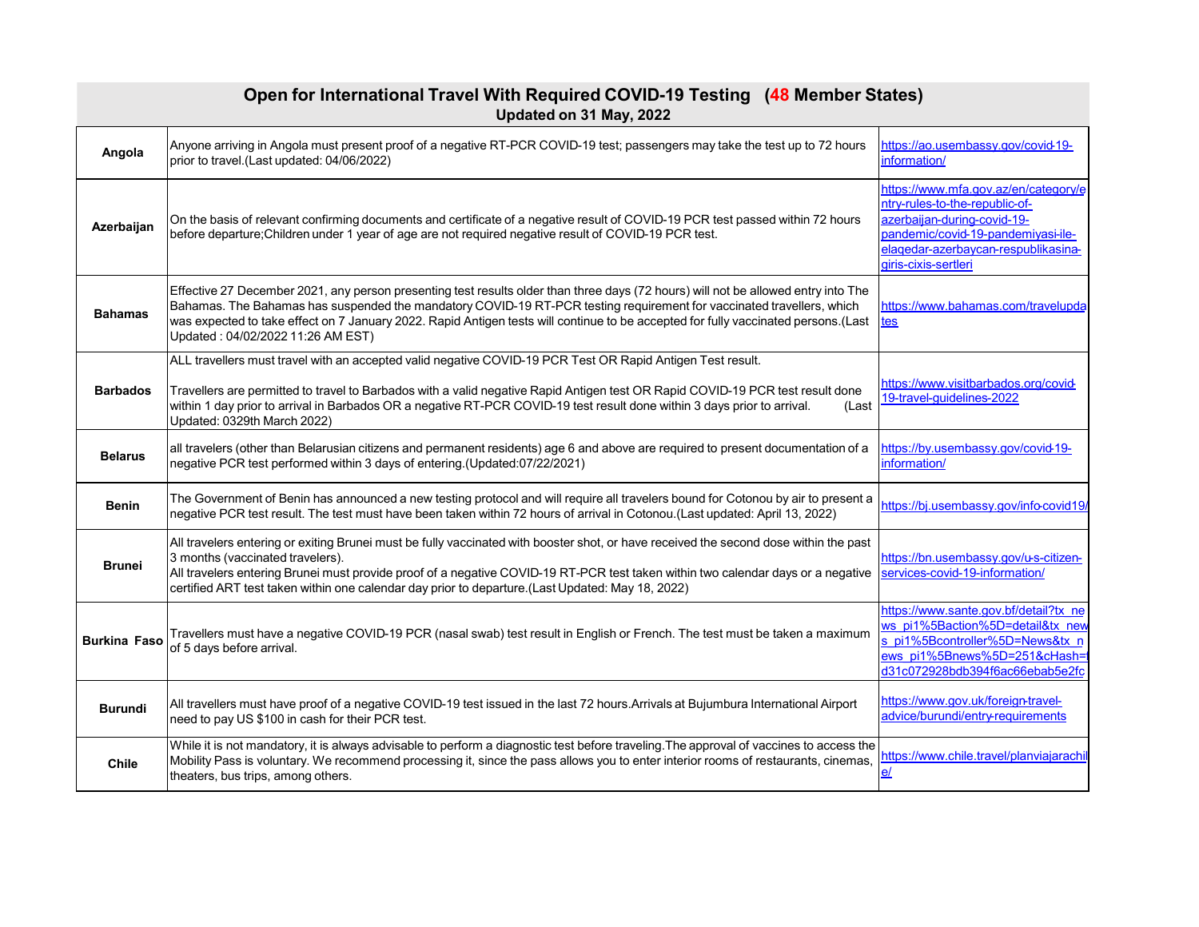# Open for International Travel With Required COVID-19 Testing (48 Member States)

**Updated on 31 May, 2022**

| Country | Requirements | Source |
|---|---|---|
| **Angola** | Anyone arriving in Angola must present proof of a negative RT-PCR COVID-19 test; passengers may take the test up to 72 hours prior to travel.(Last updated: 04/06/2022) | https://ao.usembassy.gov/covid-19-information/ |
| **Azerbaijan** | On the basis of relevant confirming documents and certificate of a negative result of COVID-19 PCR test passed within 72 hours before departure;Children under 1 year of age are not required negative result of COVID-19 PCR test. | https://www.mfa.gov.az/en/category/entry-rules-to-the-republic-of-azerbaijan-during-covid-19-pandemic/covid-19-pandemiyasi-ile-elaqedar-azerbaycan-respublikasina-giris-cixis-sertleri |
| **Bahamas** | Effective 27 December 2021, any person presenting test results older than three days (72 hours) will not be allowed entry into The Bahamas. The Bahamas has suspended the mandatory COVID-19 RT-PCR testing requirement for vaccinated travellers, which was expected to take effect on 7 January 2022. Rapid Antigen tests will continue to be accepted for fully vaccinated persons.(Last Updated : 04/02/2022 11:26 AM EST) | https://www.bahamas.com/travelupdates |
| **Barbados** | ALL travellers must travel with an accepted valid negative COVID-19 PCR Test OR Rapid Antigen Test result.<br><br>Travellers are permitted to travel to Barbados with a valid negative Rapid Antigen test OR Rapid COVID-19 PCR test result done within 1 day prior to arrival in Barbados OR a negative RT-PCR COVID-19 test result done within 3 days prior to arrival. (Last Updated: 0329th March 2022) | https://www.visitbarbados.org/covid-19-travel-guidelines-2022 |
| **Belarus** | all travelers (other than Belarusian citizens and permanent residents) age 6 and above are required to present documentation of a negative PCR test performed within 3 days of entering.(Updated:07/22/2021) | https://by.usembassy.gov/covid-19-information/ |
| **Benin** | The Government of Benin has announced a new testing protocol and will require all travelers bound for Cotonou by air to present a negative PCR test result. The test must have been taken within 72 hours of arrival in Cotonou.(Last updated: April 13, 2022) | https://bj.usembassy.gov/info-covid19/ |
| **Brunei** | All travelers entering or exiting Brunei must be fully vaccinated with booster shot, or have received the second dose within the past 3 months (vaccinated travelers).<br>All travelers entering Brunei must provide proof of a negative COVID-19 RT-PCR test taken within two calendar days or a negative certified ART test taken within one calendar day prior to departure.(Last Updated: May 18, 2022) | https://bn.usembassy.gov/u-s-citizen-services-covid-19-information/ |
| **Burkina Faso** | Travellers must have a negative COVID-19 PCR (nasal swab) test result in English or French. The test must be taken a maximum of 5 days before arrival. | https://www.sante.gov.bf/detail?tx_news_pi1%5Baction%5D=detail&tx_news_pi1%5Bcontroller%5D=News&tx_news_pi1%5Bnews%5D=251&cHash=fd31c072928bdb394f6ac66ebab5e2fc |
| **Burundi** | All travellers must have proof of a negative COVID-19 test issued in the last 72 hours.Arrivals at Bujumbura International Airport need to pay US $100 in cash for their PCR test. | https://www.gov.uk/foreign-travel-advice/burundi/entry-requirements |
| **Chile** | While it is not mandatory, it is always advisable to perform a diagnostic test before traveling.The approval of vaccines to access the Mobility Pass is voluntary. We recommend processing it, since the pass allows you to enter interior rooms of restaurants, cinemas, theaters, bus trips, among others. | https://www.chile.travel/planviajarachile/ |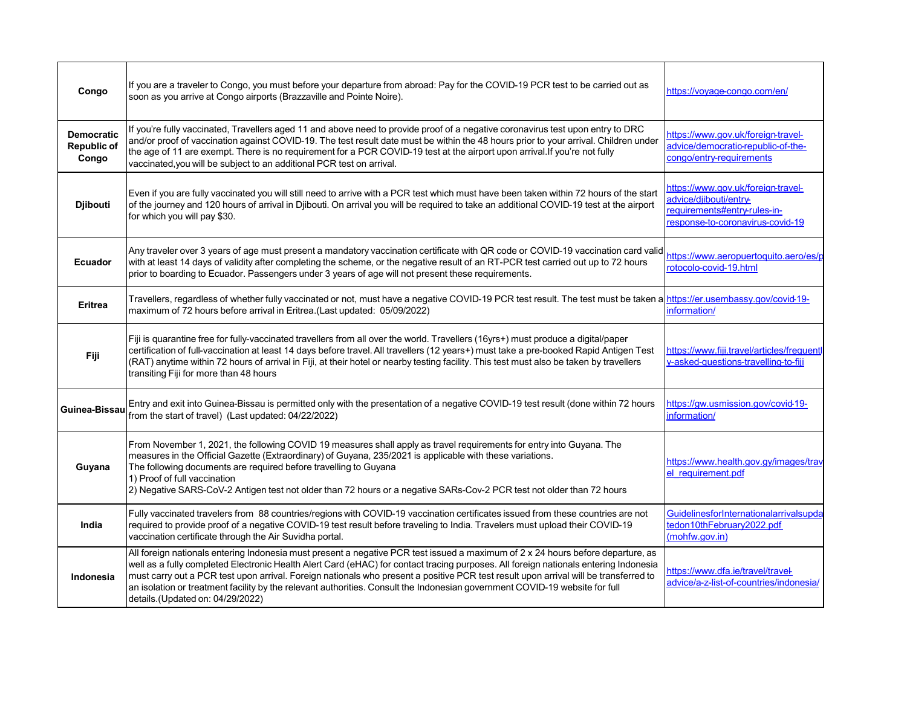| Congo | If you are a traveler to Congo, you must before your departure from abroad: Pay for the COVID-19 PCR test to be carried out as soon as you arrive at Congo airports (Brazzaville and Pointe Noire). | https://voyage-congo.com/en/ |
|---|---|---|
| Democratic Republic of Congo | If you're fully vaccinated, Travellers aged 11 and above need to provide proof of a negative coronavirus test upon entry to DRC and/or proof of vaccination against COVID-19. The test result date must be within the 48 hours prior to your arrival. Children under the age of 11 are exempt. There is no requirement for a PCR COVID-19 test at the airport upon arrival.If you're not fully vaccinated,you will be subject to an additional PCR test on arrival. | https://www.gov.uk/foreign-travel-advice/democratic-republic-of-the-congo/entry-requirements |
| Djibouti | Even if you are fully vaccinated you will still need to arrive with a PCR test which must have been taken within 72 hours of the start of the journey and 120 hours of arrival in Djibouti. On arrival you will be required to take an additional COVID-19 test at the airport for which you will pay $30. | https://www.gov.uk/foreign-travel-advice/djibouti/entry-requirements#entry-rules-in-response-to-coronavirus-covid-19 |
| Ecuador | Any traveler over 3 years of age must present a mandatory vaccination certificate with QR code or COVID-19 vaccination card valid with at least 14 days of validity after completing the scheme, or the negative result of an RT-PCR test carried out up to 72 hours prior to boarding to Ecuador. Passengers under 3 years of age will not present these requirements. | https://www.aeropuertoquito.aero/es/protocolo-covid-19.html |
| Eritrea | Travellers, regardless of whether fully vaccinated or not, must have a negative COVID-19 PCR test result. The test must be taken a maximum of 72 hours before arrival in Eritrea.(Last updated: 05/09/2022) | https://er.usembassy.gov/covid-19-information/ |
| Fiji | Fiji is quarantine free for fully-vaccinated travellers from all over the world. Travellers (16yrs+) must produce a digital/paper certification of full-vaccination at least 14 days before travel. All travellers (12 years+) must take a pre-booked Rapid Antigen Test (RAT) anytime within 72 hours of arrival in Fiji, at their hotel or nearby testing facility. This test must also be taken by travellers transiting Fiji for more than 48 hours | https://www.fiji.travel/articles/frequently-asked-questions-travelling-to-fiji |
| Guinea-Bissau | Entry and exit into Guinea-Bissau is permitted only with the presentation of a negative COVID-19 test result (done within 72 hours from the start of travel) (Last updated: 04/22/2022) | https://gw.usmission.gov/covid-19-information/ |
| Guyana | From November 1, 2021, the following COVID 19 measures shall apply as travel requirements for entry into Guyana. The measures in the Official Gazette (Extraordinary) of Guyana, 235/2021 is applicable with these variations.<br>The following documents are required before travelling to Guyana<br>1) Proof of full vaccination<br>2) Negative SARS-CoV-2 Antigen test not older than 72 hours or a negative SARs-Cov-2 PCR test not older than 72 hours | https://www.health.gov.gy/images/travel_requirement.pdf |
| India | Fully vaccinated travelers from 88 countries/regions with COVID-19 vaccination certificates issued from these countries are not required to provide proof of a negative COVID-19 test result before traveling to India. Travelers must upload their COVID-19 vaccination certificate through the Air Suvidha portal. | GuidelinesforInternationalarrivalsupdatedon10thFebruary2022.pdf (mohfw.gov.in) |
| Indonesia | All foreign nationals entering Indonesia must present a negative PCR test issued a maximum of 2 x 24 hours before departure, as well as a fully completed Electronic Health Alert Card (eHAC) for contact tracing purposes. All foreign nationals entering Indonesia must carry out a PCR test upon arrival. Foreign nationals who present a positive PCR test result upon arrival will be transferred to an isolation or treatment facility by the relevant authorities. Consult the Indonesian government COVID-19 website for full details.(Updated on: 04/29/2022) | https://www.dfa.ie/travel/travel-advice/a-z-list-of-countries/indonesia/ |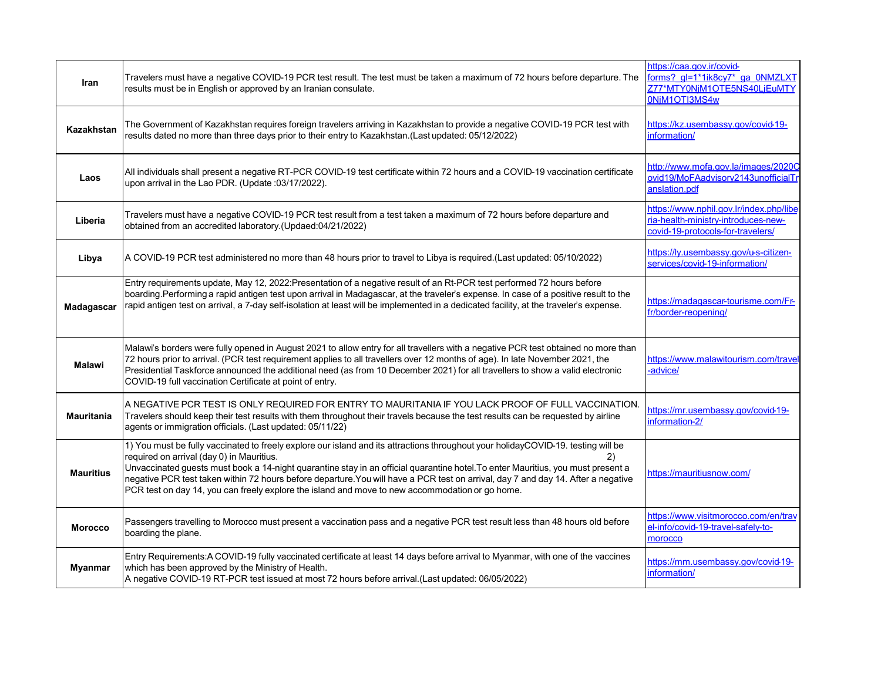| | | |
|---|---|---|
| **Iran** | Travelers must have a negative COVID-19 PCR test result. The test must be taken a maximum of 72 hours before departure. The results must be in English or approved by an Iranian consulate. | https://caa.gov.ir/covid-forms?_gl=1*1ik8cy7*_ga_0NMZLXTZ77*MTY0NjM1OTE5NS40LjEuMTY0NjM1OTI3MS4w |
| **Kazakhstan** | The Government of Kazakhstan requires foreign travelers arriving in Kazakhstan to provide a negative COVID-19 PCR test with results dated no more than three days prior to their entry to Kazakhstan.(Last updated: 05/12/2022) | https://kz.usembassy.gov/covid-19-information/ |
| **Laos** | All individuals shall present a negative RT-PCR COVID-19 test certificate within 72 hours and a COVID-19 vaccination certificate upon arrival in the Lao PDR. (Update :03/17/2022). | http://www.mofa.gov.la/images/2020Covid19/MoFAadvisory2143unofficialTranslation.pdf |
| **Liberia** | Travelers must have a negative COVID-19 PCR test result from a test taken a maximum of 72 hours before departure and obtained from an accredited laboratory.(Updaed:04/21/2022) | https://www.nphil.gov.lr/index.php/liberia-health-ministry-introduces-new-covid-19-protocols-for-travelers/ |
| **Libya** | A COVID-19 PCR test administered no more than 48 hours prior to travel to Libya is required.(Last updated: 05/10/2022) | https://ly.usembassy.gov/u-s-citizen-services/covid-19-information/ |
| **Madagascar** | Entry requirements update, May 12, 2022:Presentation of a negative result of an Rt-PCR test performed 72 hours before boarding.Performing a rapid antigen test upon arrival in Madagascar, at the traveler's expense. In case of a positive result to the rapid antigen test on arrival, a 7-day self-isolation at least will be implemented in a dedicated facility, at the traveler's expense. | https://madagascar-tourisme.com/Fr-fr/border-reopening/ |
| **Malawi** | Malawi's borders were fully opened in August 2021 to allow entry for all travellers with a negative PCR test obtained no more than 72 hours prior to arrival. (PCR test requirement applies to all travellers over 12 months of age). In late November 2021, the Presidential Taskforce announced the additional need (as from 10 December 2021) for all travellers to show a valid electronic COVID-19 full vaccination Certificate at point of entry. | https://www.malawitourism.com/travel-advice/ |
| **Mauritania** | A NEGATIVE PCR TEST IS ONLY REQUIRED FOR ENTRY TO MAURITANIA IF YOU LACK PROOF OF FULL VACCINATION. Travelers should keep their test results with them throughout their travels because the test results can be requested by airline agents or immigration officials. (Last updated: 05/11/22) | https://mr.usembassy.gov/covid-19-information-2/ |
| **Mauritius** | 1) You must be fully vaccinated to freely explore our island and its attractions throughout your holidayCOVID-19. testing will be required on arrival (day 0) in Mauritius. 2) Unvaccinated guests must book a 14-night quarantine stay in an official quarantine hotel.To enter Mauritius, you must present a negative PCR test taken within 72 hours before departure.You will have a PCR test on arrival, day 7 and day 14. After a negative PCR test on day 14, you can freely explore the island and move to new accommodation or go home. | https://mauritiusnow.com/ |
| **Morocco** | Passengers travelling to Morocco must present a vaccination pass and a negative PCR test result less than 48 hours old before boarding the plane. | https://www.visitmorocco.com/en/travel-info/covid-19-travel-safely-to-morocco |
| **Myanmar** | Entry Requirements:A COVID-19 fully vaccinated certificate at least 14 days before arrival to Myanmar, with one of the vaccines which has been approved by the Ministry of Health.<br>A negative COVID-19 RT-PCR test issued at most 72 hours before arrival.(Last updated: 06/05/2022) | https://mm.usembassy.gov/covid-19-information/ |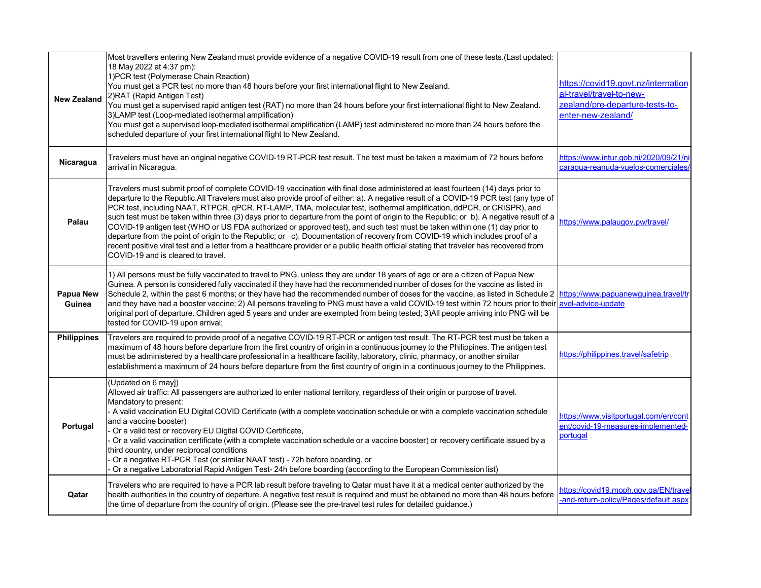| | | |
|---|---|---|
| **New Zealand** | Most travellers entering New Zealand must provide evidence of a negative COVID-19 result from one of these tests.(Last updated: 18 May 2022 at 4:37 pm):<br>1)PCR test (Polymerase Chain Reaction)<br>You must get a PCR test no more than 48 hours before your first international flight to New Zealand.<br>2)RAT (Rapid Antigen Test)<br>You must get a supervised rapid antigen test (RAT) no more than 24 hours before your first international flight to New Zealand.<br>3)LAMP test (Loop-mediated isothermal amplification)<br>You must get a supervised loop-mediated isothermal amplification (LAMP) test administered no more than 24 hours before the scheduled departure of your first international flight to New Zealand. | https://covid19.govt.nz/international-travel/travel-to-new-zealand/pre-departure-tests-to-enter-new-zealand/ |
| **Nicaragua** | Travelers must have an original negative COVID-19 RT-PCR test result. The test must be taken a maximum of 72 hours before arrival in Nicaragua. | https://www.intur.gob.ni/2020/09/21/nicaragua-reanuda-vuelos-comerciales/ |
| **Palau** | Travelers must submit proof of complete COVID-19 vaccination with final dose administered at least fourteen (14) days prior to departure to the Republic.All Travelers must also provide proof of either: a). A negative result of a COVID-19 PCR test (any type of PCR test, including NAAT, RTPCR, qPCR, RT-LAMP, TMA, molecular test, isothermal amplification, ddPCR, or CRISPR), and such test must be taken within three (3) days prior to departure from the point of origin to the Republic; or b). A negative result of a COVID-19 antigen test (WHO or US FDA authorized or approved test), and such test must be taken within one (1) day prior to departure from the point of origin to the Republic; or c). Documentation of recovery from COVID-19 which includes proof of a recent positive viral test and a letter from a healthcare provider or a public health official stating that traveler has recovered from COVID-19 and is cleared to travel. | https://www.palaugov.pw/travel/ |
| **Papua New Guinea** | 1) All persons must be fully vaccinated to travel to PNG, unless they are under 18 years of age or are a citizen of Papua New Guinea. A person is considered fully vaccinated if they have had the recommended number of doses for the vaccine as listed in Schedule 2, within the past 6 months; or they have had the recommended number of doses for the vaccine, as listed in Schedule 2 and they have had a booster vaccine; 2) All persons traveling to PNG must have a valid COVID-19 test within 72 hours prior to their original port of departure. Children aged 5 years and under are exempted from being tested; 3)All people arriving into PNG will be tested for COVID-19 upon arrival; | https://www.papuanewguinea.travel/travel-advice-update |
| **Philippines** | Travelers are required to provide proof of a negative COVID-19 RT-PCR or antigen test result. The RT-PCR test must be taken a maximum of 48 hours before departure from the first country of origin in a continuous journey to the Philippines. The antigen test must be administered by a healthcare professional in a healthcare facility, laboratory, clinic, pharmacy, or another similar establishment a maximum of 24 hours before departure from the first country of origin in a continuous journey to the Philippines. | https://philippines.travel/safetrip |
| **Portugal** | (Updated on 6 may])<br>Allowed air traffic: All passengers are authorized to enter national territory, regardless of their origin or purpose of travel.<br>Mandatory to present:<br>- A valid vaccination EU Digital COVID Certificate (with a complete vaccination schedule or with a complete vaccination schedule and a vaccine booster)<br>- Or a valid test or recovery EU Digital COVID Certificate,<br>- Or a valid vaccination certificate (with a complete vaccination schedule or a vaccine booster) or recovery certificate issued by a third country, under reciprocal conditions<br>- Or a negative RT-PCR Test (or similar NAAT test) - 72h before boarding, or<br>- Or a negative Laboratorial Rapid Antigen Test- 24h before boarding (according to the European Commission list) | https://www.visitportugal.com/en/content/covid-19-measures-implemented-portugal |
| **Qatar** | Travelers who are required to have a PCR lab result before traveling to Qatar must have it at a medical center authorized by the health authorities in the country of departure. A negative test result is required and must be obtained no more than 48 hours before the time of departure from the country of origin. (Please see the pre-travel test rules for detailed guidance.) | https://covid19.moph.gov.qa/EN/travel-and-return-policy/Pages/default.aspx |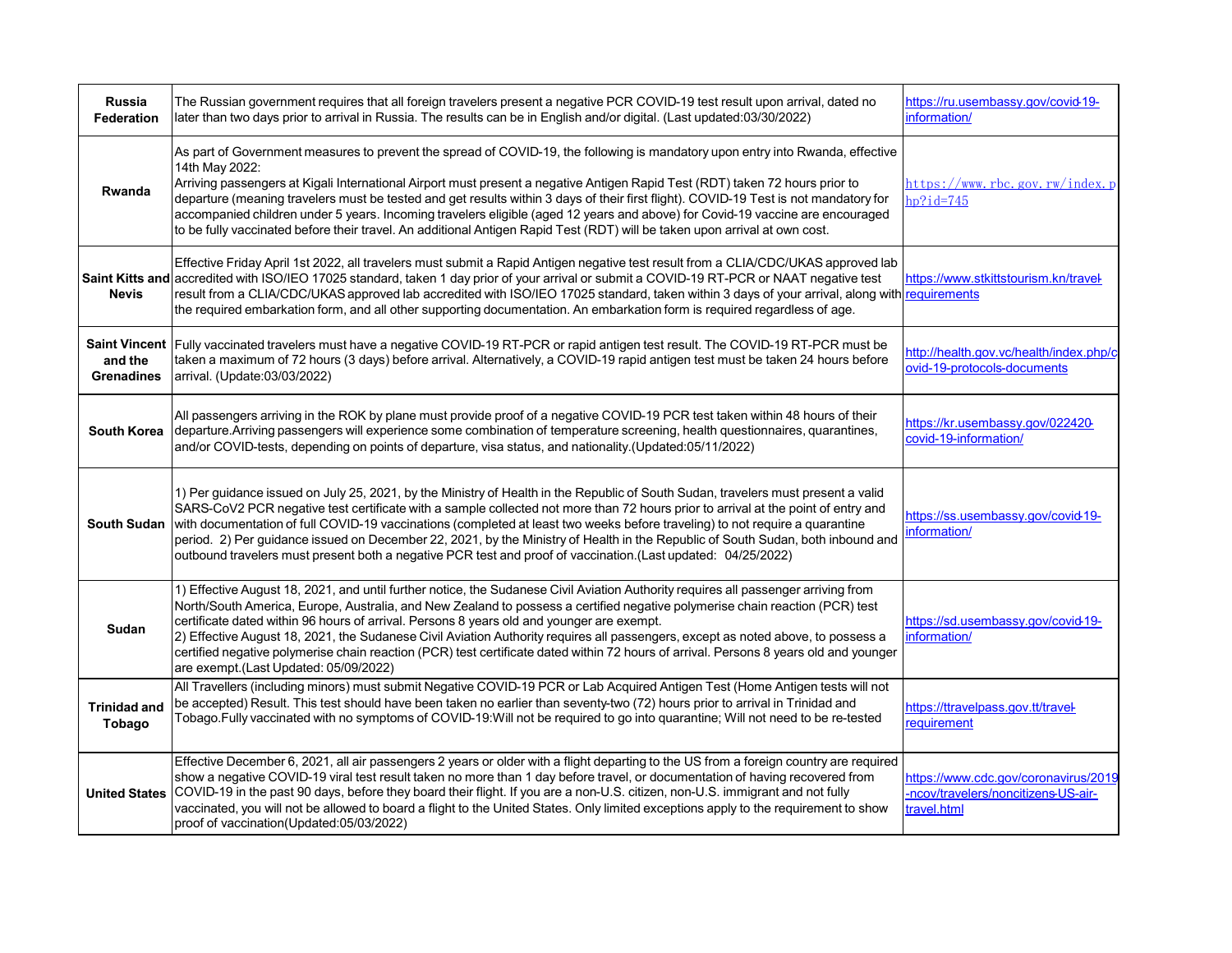| | | |
|---|---|---|
| **Russia Federation** | The Russian government requires that all foreign travelers present a negative PCR COVID-19 test result upon arrival, dated no later than two days prior to arrival in Russia. The results can be in English and/or digital. (Last updated:03/30/2022) | https://ru.usembassy.gov/covid-19-information/ |
| **Rwanda** | As part of Government measures to prevent the spread of COVID-19, the following is mandatory upon entry into Rwanda, effective 14th May 2022:<br>Arriving passengers at Kigali International Airport must present a negative Antigen Rapid Test (RDT) taken 72 hours prior to departure (meaning travelers must be tested and get results within 3 days of their first flight). COVID-19 Test is not mandatory for accompanied children under 5 years. Incoming travelers eligible (aged 12 years and above) for Covid-19 vaccine are encouraged to be fully vaccinated before their travel. An additional Antigen Rapid Test (RDT) will be taken upon arrival at own cost. | https://www.rbc.gov.rw/index.php?id=745 |
| **Saint Kitts and Nevis** | Effective Friday April 1st 2022, all travelers must submit a Rapid Antigen negative test result from a CLIA/CDC/UKAS approved lab accredited with ISO/IEO 17025 standard, taken 1 day prior of your arrival or submit a COVID-19 RT-PCR or NAAT negative test result from a CLIA/CDC/UKAS approved lab accredited with ISO/IEO 17025 standard, taken within 3 days of your arrival, along with the required embarkation form, and all other supporting documentation. An embarkation form is required regardless of age. | https://www.stkittstourism.kn/travel-requirements |
| **Saint Vincent and the Grenadines** | Fully vaccinated travelers must have a negative COVID-19 RT-PCR or rapid antigen test result. The COVID-19 RT-PCR must be taken a maximum of 72 hours (3 days) before arrival. Alternatively, a COVID-19 rapid antigen test must be taken 24 hours before arrival. (Update:03/03/2022) | http://health.gov.vc/health/index.php/covid-19-protocols-documents |
| **South Korea** | All passengers arriving in the ROK by plane must provide proof of a negative COVID-19 PCR test taken within 48 hours of their departure.Arriving passengers will experience some combination of temperature screening, health questionnaires, quarantines, and/or COVID-tests, depending on points of departure, visa status, and nationality.(Updated:05/11/2022) | https://kr.usembassy.gov/022420-covid-19-information/ |
| **South Sudan** | 1) Per guidance issued on July 25, 2021, by the Ministry of Health in the Republic of South Sudan, travelers must present a valid SARS-CoV2 PCR negative test certificate with a sample collected not more than 72 hours prior to arrival at the point of entry and with documentation of full COVID-19 vaccinations (completed at least two weeks before traveling) to not require a quarantine period. 2) Per guidance issued on December 22, 2021, by the Ministry of Health in the Republic of South Sudan, both inbound and outbound travelers must present both a negative PCR test and proof of vaccination.(Last updated: 04/25/2022) | https://ss.usembassy.gov/covid-19-information/ |
| **Sudan** | 1) Effective August 18, 2021, and until further notice, the Sudanese Civil Aviation Authority requires all passenger arriving from North/South America, Europe, Australia, and New Zealand to possess a certified negative polymerise chain reaction (PCR) test certificate dated within 96 hours of arrival. Persons 8 years old and younger are exempt.<br>2) Effective August 18, 2021, the Sudanese Civil Aviation Authority requires all passengers, except as noted above, to possess a certified negative polymerise chain reaction (PCR) test certificate dated within 72 hours of arrival. Persons 8 years old and younger are exempt.(Last Updated: 05/09/2022) | https://sd.usembassy.gov/covid-19-information/ |
| **Trinidad and Tobago** | All Travellers (including minors) must submit Negative COVID-19 PCR or Lab Acquired Antigen Test (Home Antigen tests will not be accepted) Result. This test should have been taken no earlier than seventy-two (72) hours prior to arrival in Trinidad and Tobago.Fully vaccinated with no symptoms of COVID-19:Will not be required to go into quarantine; Will not need to be re-tested | https://ttravelpass.gov.tt/travel-requirement |
| **United States** | Effective December 6, 2021, all air passengers 2 years or older with a flight departing to the US from a foreign country are required show a negative COVID-19 viral test result taken no more than 1 day before travel, or documentation of having recovered from COVID-19 in the past 90 days, before they board their flight. If you are a non-U.S. citizen, non-U.S. immigrant and not fully vaccinated, you will not be allowed to board a flight to the United States. Only limited exceptions apply to the requirement to show proof of vaccination(Updated:05/03/2022) | https://www.cdc.gov/coronavirus/2019-ncov/travelers/noncitizens-US-air-travel.html |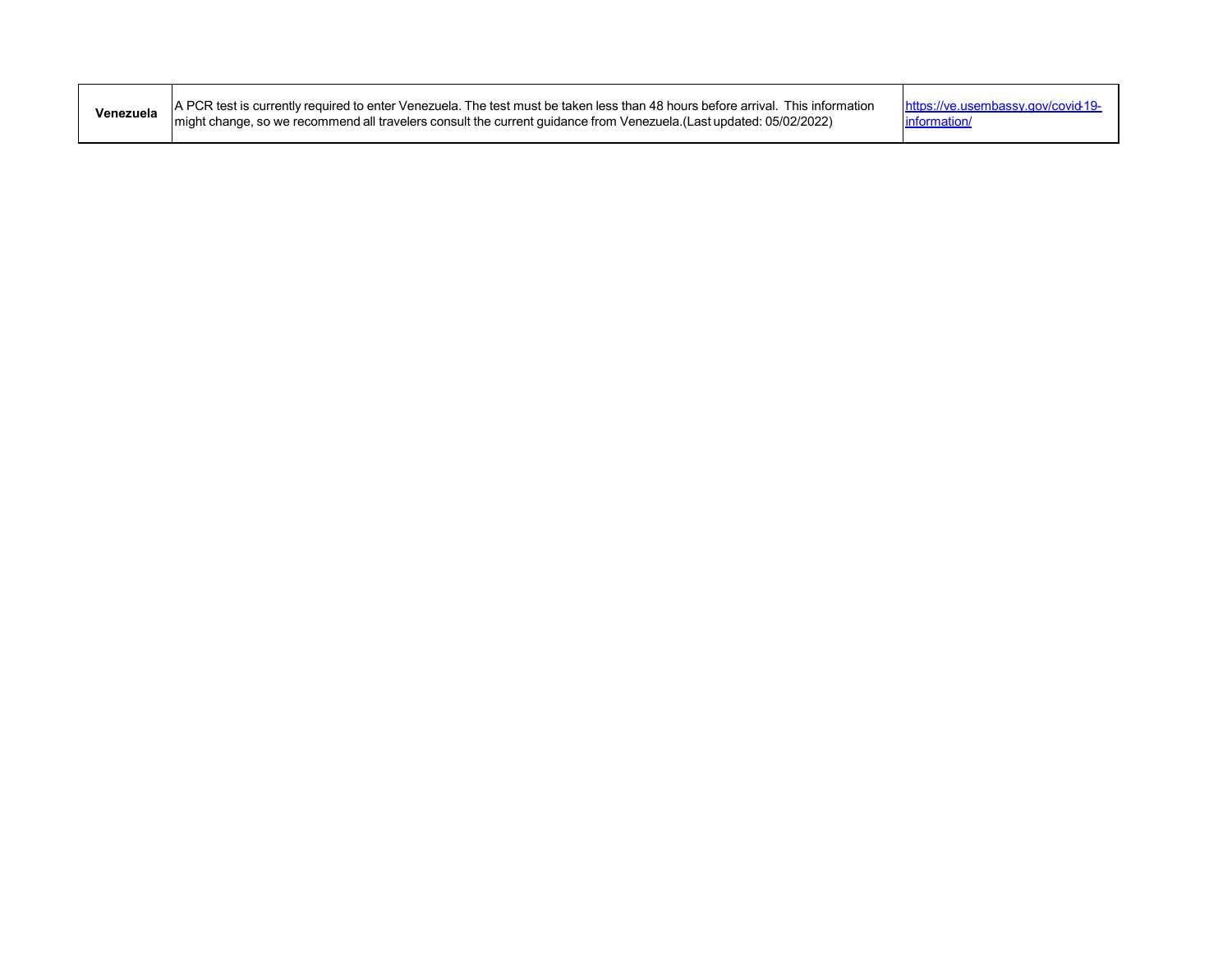| | | |
|---|---|---|
| **Venezuela** | A PCR test is currently required to enter Venezuela. The test must be taken less than 48 hours before arrival. This information might change, so we recommend all travelers consult the current guidance from Venezuela.(Last updated: 05/02/2022) | https://ve.usembassy.gov/covid-19-information/ |